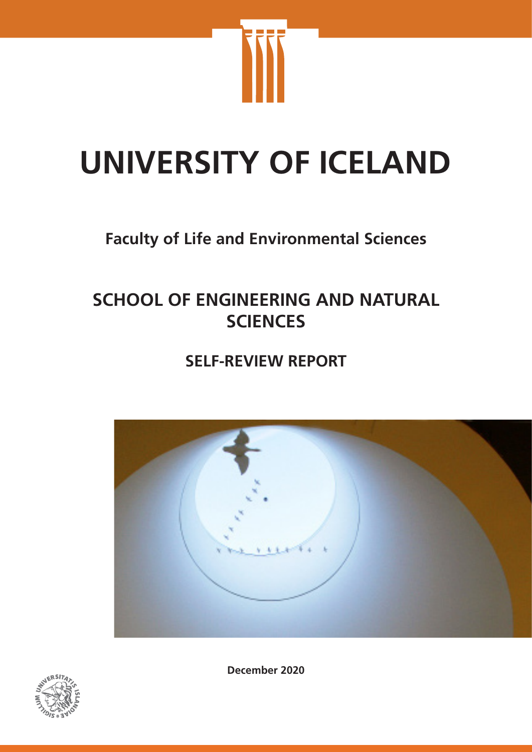# UNIVERSITY OF ICELAND

**Faculty of Life and Environmental Sciences**

## SCHOOL OF ENGINEERING AND NATURAL SCIENCES

## SELF-REVIEW REPORT

**December 2020**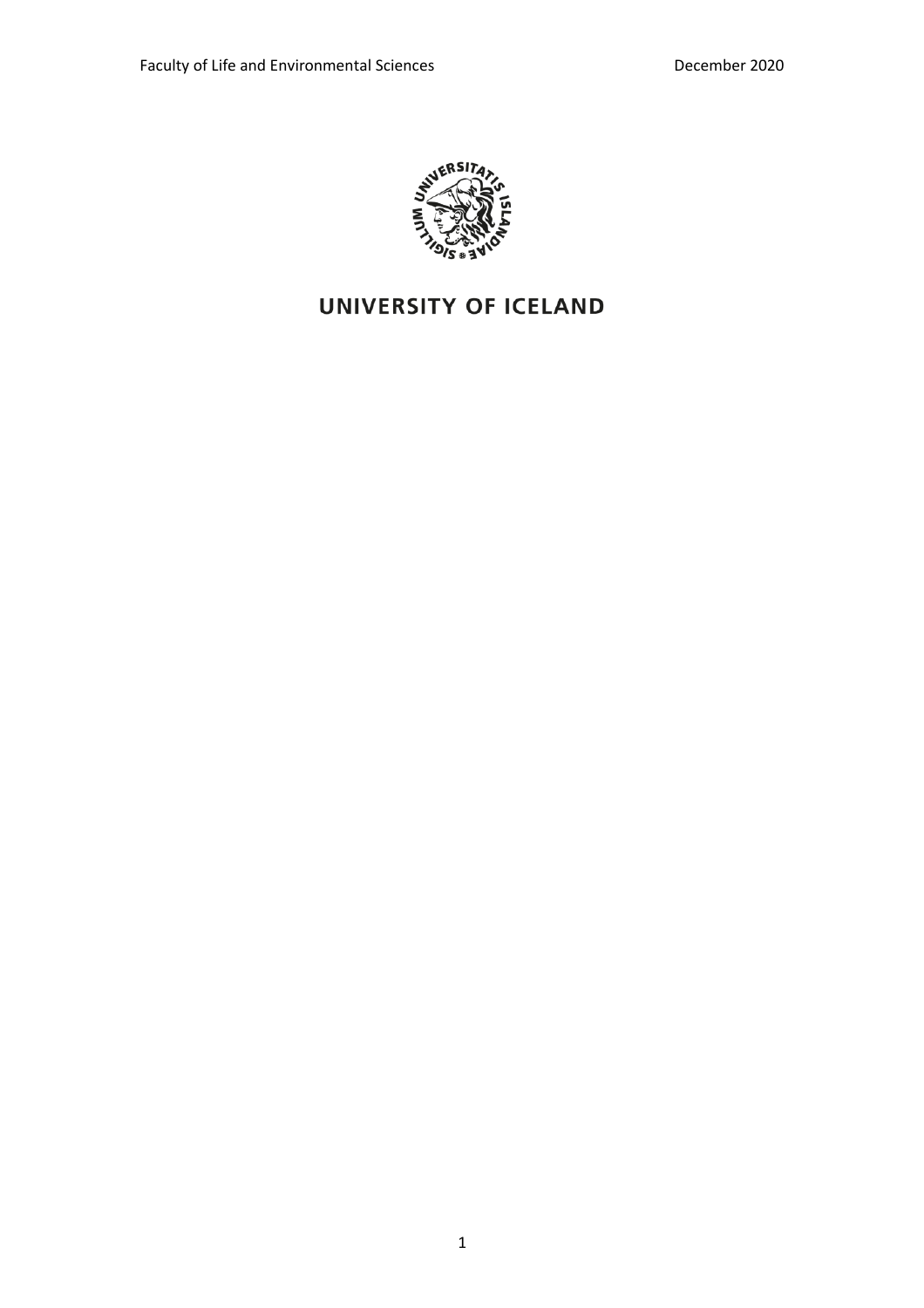UNIVERSITY OF ICELAND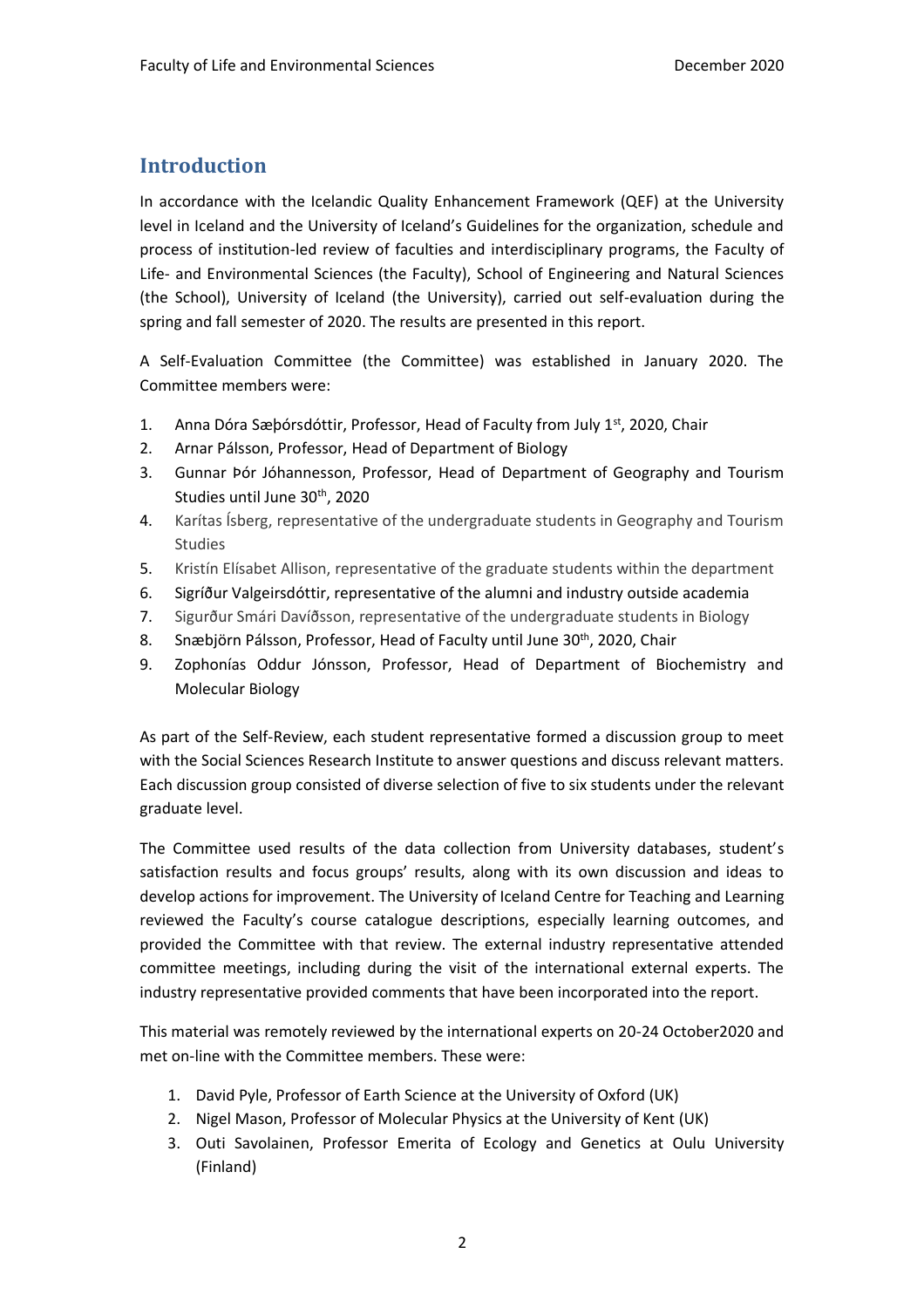## Introduction

In accordance with the Icelandic Quality Enhancement Framework (QEF) at the University level in Iceland and the University of Iceland's Guidelines for the organization, schedule and process of institution-led review of faculties and interdisciplinary programs, the Faculty of Life- and Environmental Sciences (the Faculty), School of Engineering and Natural Sciences (the School), University of Iceland (the University), carried out self-evaluation during the spring and fall semester of 2020. The results are presented in this report.

A Self-Evaluation Committee (the Committee) was established in January 2020. The Committee members were:

1. Anna Dóra Sæþórsdóttir, Professor, Head of Faculty from July 1st, 2020, Chair
2. Arnar Pálsson, Professor, Head of Department of Biology
3. Gunnar Þór Jóhannesson, Professor, Head of Department of Geography and Tourism Studies until June 30th, 2020
4. Karítas Ísberg, representative of the undergraduate students in Geography and Tourism Studies
5. Kristín Elísabet Allison, representative of the graduate students within the department
6. Sigríður Valgeirsdóttir, representative of the alumni and industry outside academia
7. Sigurður Smári Davíðsson, representative of the undergraduate students in Biology
8. Snæbjörn Pálsson, Professor, Head of Faculty until June 30th, 2020, Chair
9. Zophonías Oddur Jónsson, Professor, Head of Department of Biochemistry and Molecular Biology

As part of the Self-Review, each student representative formed a discussion group to meet with the Social Sciences Research Institute to answer questions and discuss relevant matters. Each discussion group consisted of diverse selection of five to six students under the relevant graduate level.

The Committee used results of the data collection from University databases, student's satisfaction results and focus groups' results, along with its own discussion and ideas to develop actions for improvement. The University of Iceland Centre for Teaching and Learning reviewed the Faculty's course catalogue descriptions, especially learning outcomes, and provided the Committee with that review. The external industry representative attended committee meetings, including during the visit of the international external experts. The industry representative provided comments that have been incorporated into the report.

This material was remotely reviewed by the international experts on 20-24 October2020 and met on-line with the Committee members. These were:

1. David Pyle, Professor of Earth Science at the University of Oxford (UK)
2. Nigel Mason, Professor of Molecular Physics at the University of Kent (UK)
3. Outi Savolainen, Professor Emerita of Ecology and Genetics at Oulu University (Finland)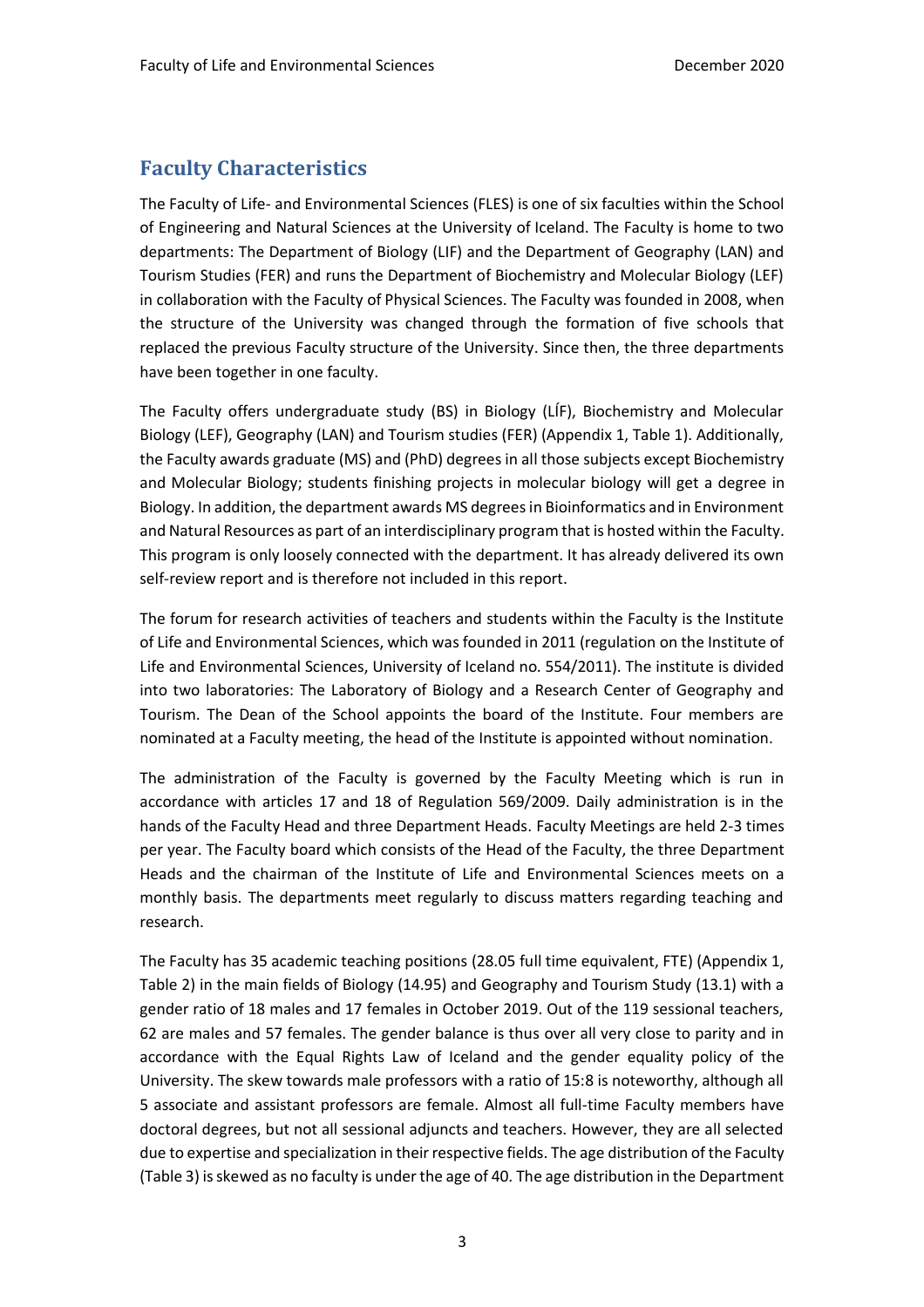## Faculty Characteristics

The Faculty of Life- and Environmental Sciences (FLES) is one of six faculties within the School of Engineering and Natural Sciences at the University of Iceland. The Faculty is home to two departments: The Department of Biology (LIF) and the Department of Geography (LAN) and Tourism Studies (FER) and runs the Department of Biochemistry and Molecular Biology (LEF) in collaboration with the Faculty of Physical Sciences. The Faculty was founded in 2008, when the structure of the University was changed through the formation of five schools that replaced the previous Faculty structure of the University. Since then, the three departments have been together in one faculty.

The Faculty offers undergraduate study (BS) in Biology (LÍF), Biochemistry and Molecular Biology (LEF), Geography (LAN) and Tourism studies (FER) (Appendix 1, Table 1). Additionally, the Faculty awards graduate (MS) and (PhD) degrees in all those subjects except Biochemistry and Molecular Biology; students finishing projects in molecular biology will get a degree in Biology. In addition, the department awards MS degrees in Bioinformatics and in Environment and Natural Resources as part of an interdisciplinary program that is hosted within the Faculty. This program is only loosely connected with the department. It has already delivered its own self-review report and is therefore not included in this report.

The forum for research activities of teachers and students within the Faculty is the Institute of Life and Environmental Sciences, which was founded in 2011 (regulation on the Institute of Life and Environmental Sciences, University of Iceland no. 554/2011). The institute is divided into two laboratories: The Laboratory of Biology and a Research Center of Geography and Tourism. The Dean of the School appoints the board of the Institute. Four members are nominated at a Faculty meeting, the head of the Institute is appointed without nomination.

The administration of the Faculty is governed by the Faculty Meeting which is run in accordance with articles 17 and 18 of Regulation 569/2009. Daily administration is in the hands of the Faculty Head and three Department Heads. Faculty Meetings are held 2-3 times per year. The Faculty board which consists of the Head of the Faculty, the three Department Heads and the chairman of the Institute of Life and Environmental Sciences meets on a monthly basis. The departments meet regularly to discuss matters regarding teaching and research.

The Faculty has 35 academic teaching positions (28.05 full time equivalent, FTE) (Appendix 1, Table 2) in the main fields of Biology (14.95) and Geography and Tourism Study (13.1) with a gender ratio of 18 males and 17 females in October 2019. Out of the 119 sessional teachers, 62 are males and 57 females. The gender balance is thus over all very close to parity and in accordance with the Equal Rights Law of Iceland and the gender equality policy of the University. The skew towards male professors with a ratio of 15:8 is noteworthy, although all 5 associate and assistant professors are female. Almost all full-time Faculty members have doctoral degrees, but not all sessional adjuncts and teachers. However, they are all selected due to expertise and specialization in their respective fields. The age distribution of the Faculty (Table 3) is skewed as no faculty is under the age of 40. The age distribution in the Department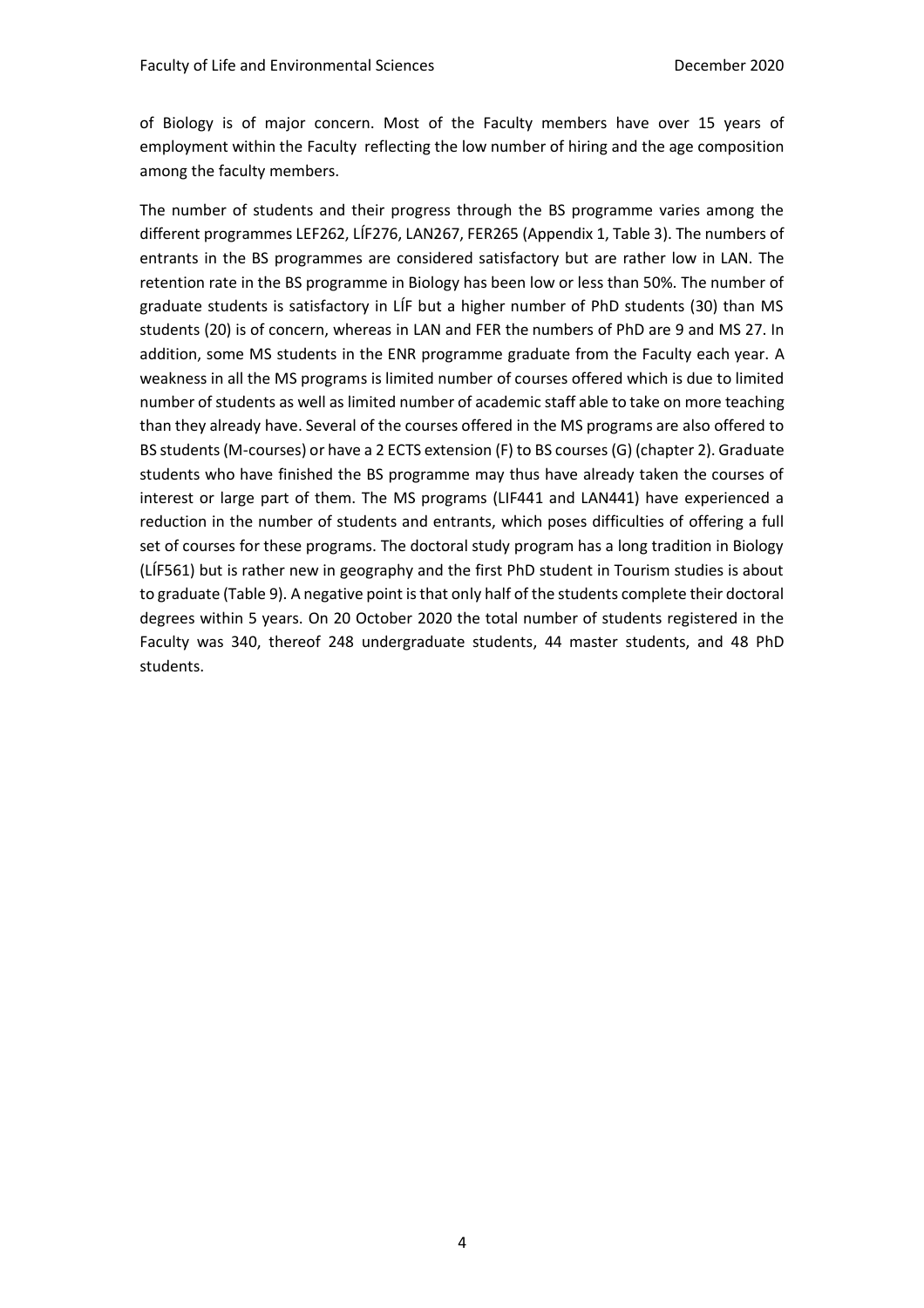of Biology is of major concern. Most of the Faculty members have over 15 years of employment within the Faculty reflecting the low number of hiring and the age composition among the faculty members.

The number of students and their progress through the BS programme varies among the different programmes LEF262, LÍF276, LAN267, FER265 (Appendix 1, Table 3). The numbers of entrants in the BS programmes are considered satisfactory but are rather low in LAN. The retention rate in the BS programme in Biology has been low or less than 50%. The number of graduate students is satisfactory in LÍF but a higher number of PhD students (30) than MS students (20) is of concern, whereas in LAN and FER the numbers of PhD are 9 and MS 27. In addition, some MS students in the ENR programme graduate from the Faculty each year. A weakness in all the MS programs is limited number of courses offered which is due to limited number of students as well as limited number of academic staff able to take on more teaching than they already have. Several of the courses offered in the MS programs are also offered to BS students (M-courses) or have a 2 ECTS extension (F) to BS courses (G) (chapter 2). Graduate students who have finished the BS programme may thus have already taken the courses of interest or large part of them. The MS programs (LIF441 and LAN441) have experienced a reduction in the number of students and entrants, which poses difficulties of offering a full set of courses for these programs. The doctoral study program has a long tradition in Biology (LÍF561) but is rather new in geography and the first PhD student in Tourism studies is about to graduate (Table 9). A negative point is that only half of the students complete their doctoral degrees within 5 years. On 20 October 2020 the total number of students registered in the Faculty was 340, thereof 248 undergraduate students, 44 master students, and 48 PhD students.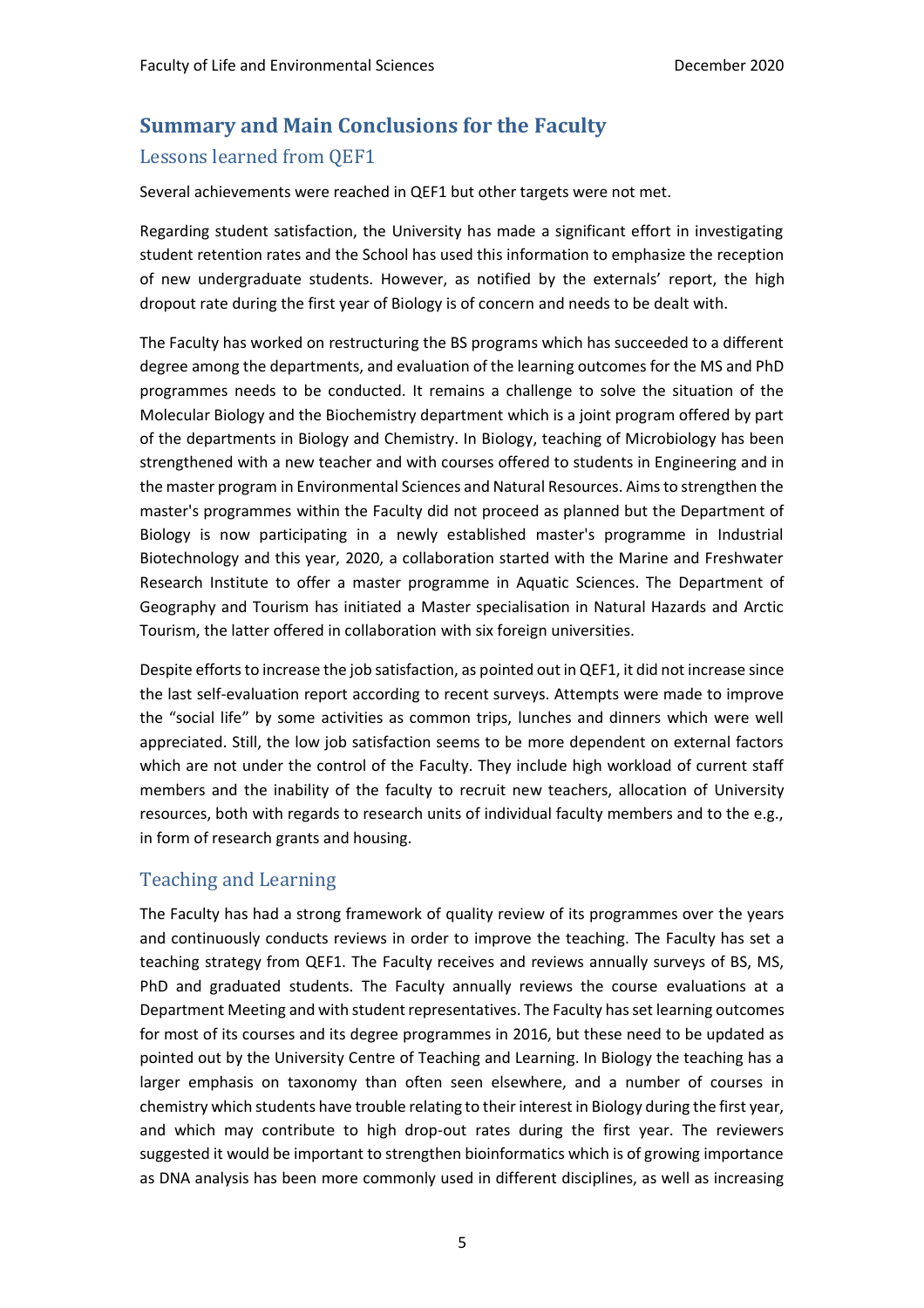## Summary and Main Conclusions for the Faculty

### Lessons learned from QEF1

Several achievements were reached in QEF1 but other targets were not met.

Regarding student satisfaction, the University has made a significant effort in investigating student retention rates and the School has used this information to emphasize the reception of new undergraduate students. However, as notified by the externals' report, the high dropout rate during the first year of Biology is of concern and needs to be dealt with.

The Faculty has worked on restructuring the BS programs which has succeeded to a different degree among the departments, and evaluation of the learning outcomes for the MS and PhD programmes needs to be conducted. It remains a challenge to solve the situation of the Molecular Biology and the Biochemistry department which is a joint program offered by part of the departments in Biology and Chemistry. In Biology, teaching of Microbiology has been strengthened with a new teacher and with courses offered to students in Engineering and in the master program in Environmental Sciences and Natural Resources. Aims to strengthen the master's programmes within the Faculty did not proceed as planned but the Department of Biology is now participating in a newly established master's programme in Industrial Biotechnology and this year, 2020, a collaboration started with the Marine and Freshwater Research Institute to offer a master programme in Aquatic Sciences. The Department of Geography and Tourism has initiated a Master specialisation in Natural Hazards and Arctic Tourism, the latter offered in collaboration with six foreign universities.

Despite efforts to increase the job satisfaction, as pointed out in QEF1, it did not increase since the last self-evaluation report according to recent surveys. Attempts were made to improve the "social life" by some activities as common trips, lunches and dinners which were well appreciated. Still, the low job satisfaction seems to be more dependent on external factors which are not under the control of the Faculty. They include high workload of current staff members and the inability of the faculty to recruit new teachers, allocation of University resources, both with regards to research units of individual faculty members and to the e.g., in form of research grants and housing.

### Teaching and Learning

The Faculty has had a strong framework of quality review of its programmes over the years and continuously conducts reviews in order to improve the teaching. The Faculty has set a teaching strategy from QEF1. The Faculty receives and reviews annually surveys of BS, MS, PhD and graduated students. The Faculty annually reviews the course evaluations at a Department Meeting and with student representatives. The Faculty has set learning outcomes for most of its courses and its degree programmes in 2016, but these need to be updated as pointed out by the University Centre of Teaching and Learning. In Biology the teaching has a larger emphasis on taxonomy than often seen elsewhere, and a number of courses in chemistry which students have trouble relating to their interest in Biology during the first year, and which may contribute to high drop-out rates during the first year. The reviewers suggested it would be important to strengthen bioinformatics which is of growing importance as DNA analysis has been more commonly used in different disciplines, as well as increasing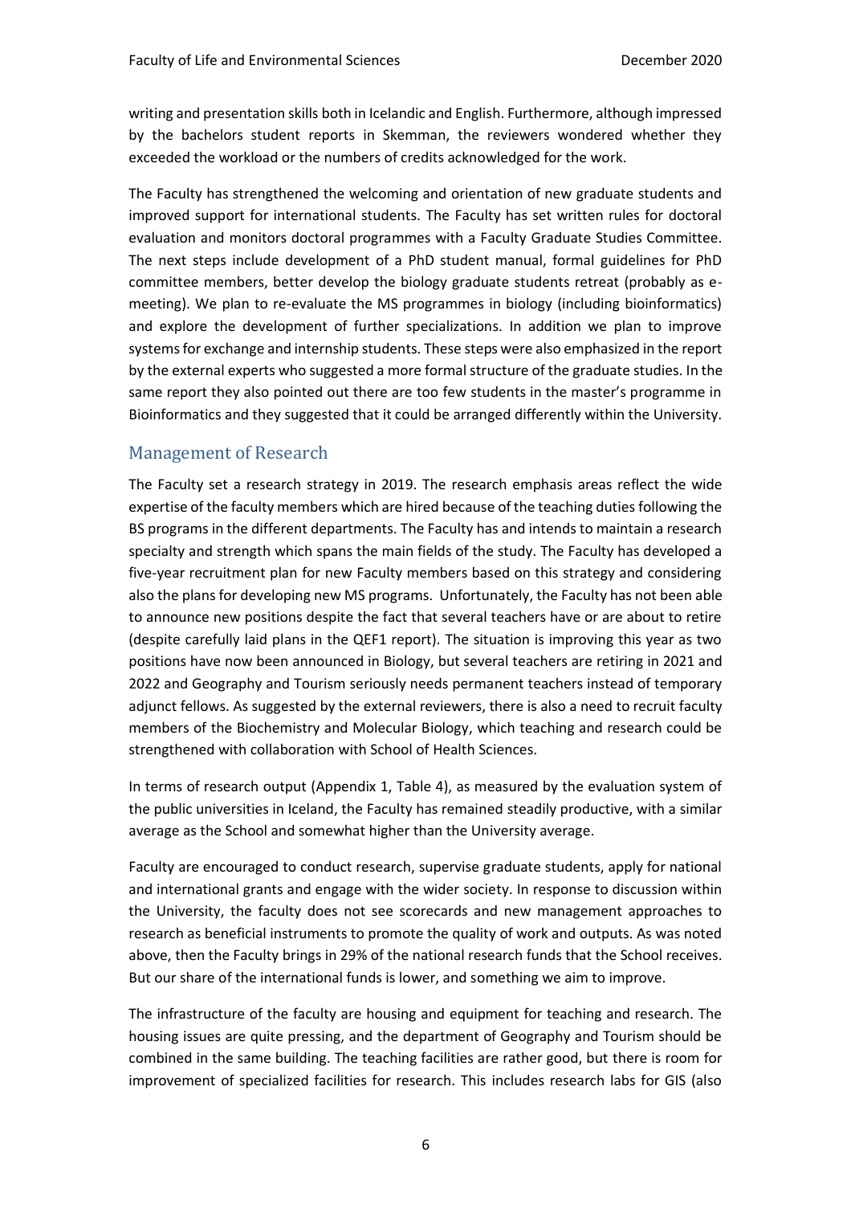writing and presentation skills both in Icelandic and English. Furthermore, although impressed by the bachelors student reports in Skemman, the reviewers wondered whether they exceeded the workload or the numbers of credits acknowledged for the work.

The Faculty has strengthened the welcoming and orientation of new graduate students and improved support for international students. The Faculty has set written rules for doctoral evaluation and monitors doctoral programmes with a Faculty Graduate Studies Committee. The next steps include development of a PhD student manual, formal guidelines for PhD committee members, better develop the biology graduate students retreat (probably as e-meeting). We plan to re-evaluate the MS programmes in biology (including bioinformatics) and explore the development of further specializations. In addition we plan to improve systems for exchange and internship students. These steps were also emphasized in the report by the external experts who suggested a more formal structure of the graduate studies. In the same report they also pointed out there are too few students in the master's programme in Bioinformatics and they suggested that it could be arranged differently within the University.

## Management of Research

The Faculty set a research strategy in 2019. The research emphasis areas reflect the wide expertise of the faculty members which are hired because of the teaching duties following the BS programs in the different departments. The Faculty has and intends to maintain a research specialty and strength which spans the main fields of the study. The Faculty has developed a five-year recruitment plan for new Faculty members based on this strategy and considering also the plans for developing new MS programs. Unfortunately, the Faculty has not been able to announce new positions despite the fact that several teachers have or are about to retire (despite carefully laid plans in the QEF1 report). The situation is improving this year as two positions have now been announced in Biology, but several teachers are retiring in 2021 and 2022 and Geography and Tourism seriously needs permanent teachers instead of temporary adjunct fellows. As suggested by the external reviewers, there is also a need to recruit faculty members of the Biochemistry and Molecular Biology, which teaching and research could be strengthened with collaboration with School of Health Sciences.

In terms of research output (Appendix 1, Table 4), as measured by the evaluation system of the public universities in Iceland, the Faculty has remained steadily productive, with a similar average as the School and somewhat higher than the University average.

Faculty are encouraged to conduct research, supervise graduate students, apply for national and international grants and engage with the wider society. In response to discussion within the University, the faculty does not see scorecards and new management approaches to research as beneficial instruments to promote the quality of work and outputs. As was noted above, then the Faculty brings in 29% of the national research funds that the School receives. But our share of the international funds is lower, and something we aim to improve.

The infrastructure of the faculty are housing and equipment for teaching and research. The housing issues are quite pressing, and the department of Geography and Tourism should be combined in the same building. The teaching facilities are rather good, but there is room for improvement of specialized facilities for research. This includes research labs for GIS (also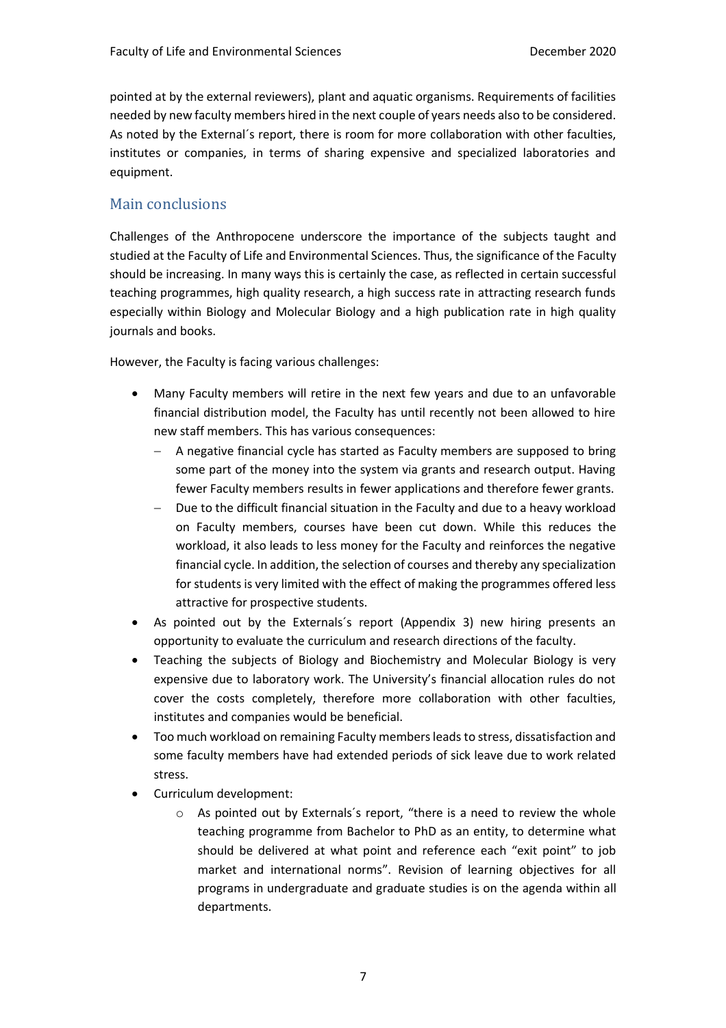pointed at by the external reviewers), plant and aquatic organisms. Requirements of facilities needed by new faculty members hired in the next couple of years needs also to be considered. As noted by the External´s report, there is room for more collaboration with other faculties, institutes or companies, in terms of sharing expensive and specialized laboratories and equipment.

## Main conclusions

Challenges of the Anthropocene underscore the importance of the subjects taught and studied at the Faculty of Life and Environmental Sciences. Thus, the significance of the Faculty should be increasing. In many ways this is certainly the case, as reflected in certain successful teaching programmes, high quality research, a high success rate in attracting research funds especially within Biology and Molecular Biology and a high publication rate in high quality journals and books.

However, the Faculty is facing various challenges:

- Many Faculty members will retire in the next few years and due to an unfavorable financial distribution model, the Faculty has until recently not been allowed to hire new staff members. This has various consequences:
  - A negative financial cycle has started as Faculty members are supposed to bring some part of the money into the system via grants and research output. Having fewer Faculty members results in fewer applications and therefore fewer grants.
  - Due to the difficult financial situation in the Faculty and due to a heavy workload on Faculty members, courses have been cut down. While this reduces the workload, it also leads to less money for the Faculty and reinforces the negative financial cycle. In addition, the selection of courses and thereby any specialization for students is very limited with the effect of making the programmes offered less attractive for prospective students.
- As pointed out by the Externals´s report (Appendix 3) new hiring presents an opportunity to evaluate the curriculum and research directions of the faculty.
- Teaching the subjects of Biology and Biochemistry and Molecular Biology is very expensive due to laboratory work. The University's financial allocation rules do not cover the costs completely, therefore more collaboration with other faculties, institutes and companies would be beneficial.
- Too much workload on remaining Faculty members leads to stress, dissatisfaction and some faculty members have had extended periods of sick leave due to work related stress.
- Curriculum development:
  - As pointed out by Externals´s report, "there is a need to review the whole teaching programme from Bachelor to PhD as an entity, to determine what should be delivered at what point and reference each "exit point" to job market and international norms". Revision of learning objectives for all programs in undergraduate and graduate studies is on the agenda within all departments.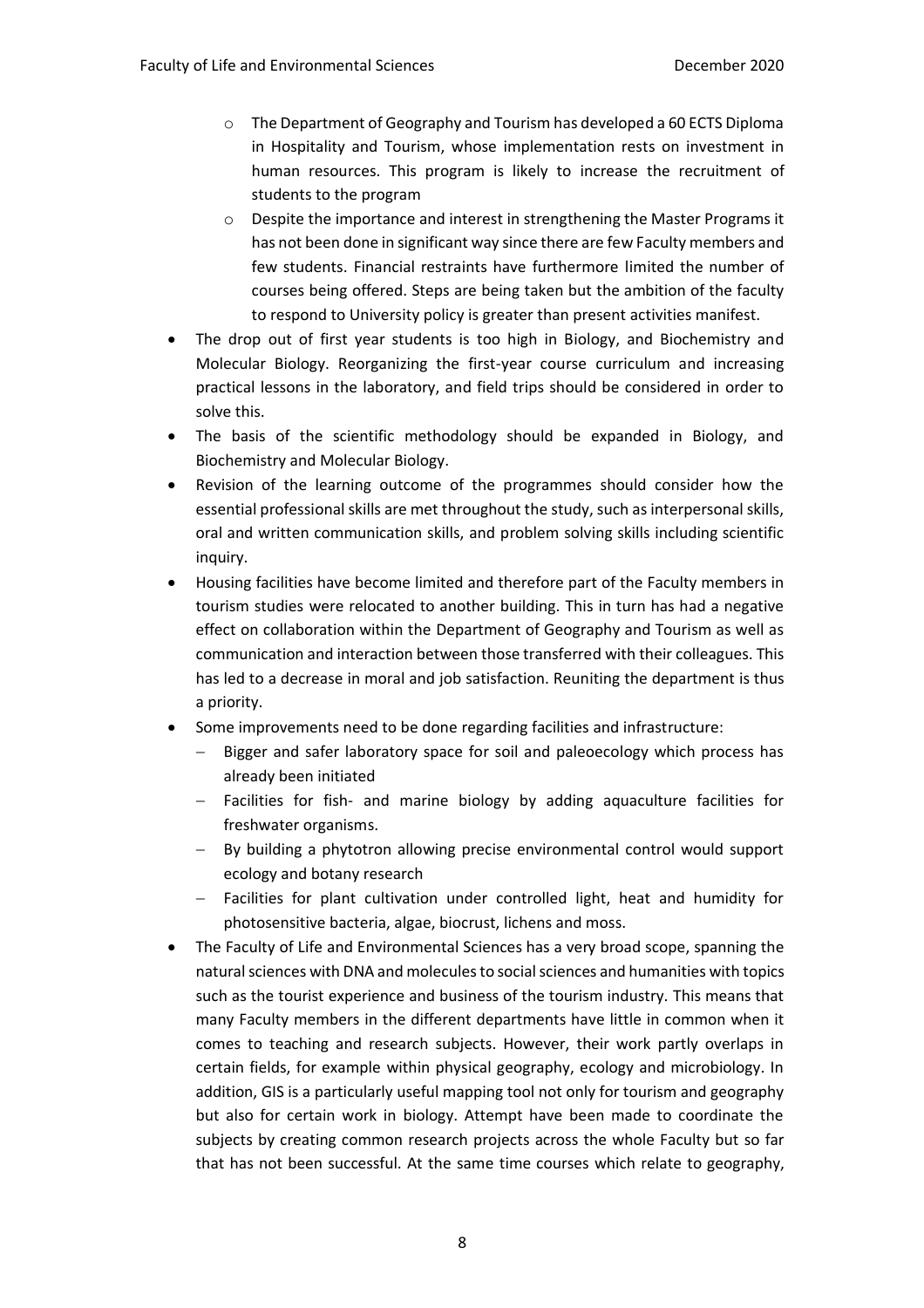- The Department of Geography and Tourism has developed a 60 ECTS Diploma in Hospitality and Tourism, whose implementation rests on investment in human resources. This program is likely to increase the recruitment of students to the program
  - Despite the importance and interest in strengthening the Master Programs it has not been done in significant way since there are few Faculty members and few students. Financial restraints have furthermore limited the number of courses being offered. Steps are being taken but the ambition of the faculty to respond to University policy is greater than present activities manifest.
- The drop out of first year students is too high in Biology, and Biochemistry and Molecular Biology. Reorganizing the first-year course curriculum and increasing practical lessons in the laboratory, and field trips should be considered in order to solve this.
- The basis of the scientific methodology should be expanded in Biology, and Biochemistry and Molecular Biology.
- Revision of the learning outcome of the programmes should consider how the essential professional skills are met throughout the study, such as interpersonal skills, oral and written communication skills, and problem solving skills including scientific inquiry.
- Housing facilities have become limited and therefore part of the Faculty members in tourism studies were relocated to another building. This in turn has had a negative effect on collaboration within the Department of Geography and Tourism as well as communication and interaction between those transferred with their colleagues. This has led to a decrease in moral and job satisfaction. Reuniting the department is thus a priority.
- Some improvements need to be done regarding facilities and infrastructure:
  - Bigger and safer laboratory space for soil and paleoecology which process has already been initiated
  - Facilities for fish- and marine biology by adding aquaculture facilities for freshwater organisms.
  - By building a phytotron allowing precise environmental control would support ecology and botany research
  - Facilities for plant cultivation under controlled light, heat and humidity for photosensitive bacteria, algae, biocrust, lichens and moss.
- The Faculty of Life and Environmental Sciences has a very broad scope, spanning the natural sciences with DNA and molecules to social sciences and humanities with topics such as the tourist experience and business of the tourism industry. This means that many Faculty members in the different departments have little in common when it comes to teaching and research subjects. However, their work partly overlaps in certain fields, for example within physical geography, ecology and microbiology. In addition, GIS is a particularly useful mapping tool not only for tourism and geography but also for certain work in biology. Attempt have been made to coordinate the subjects by creating common research projects across the whole Faculty but so far that has not been successful. At the same time courses which relate to geography,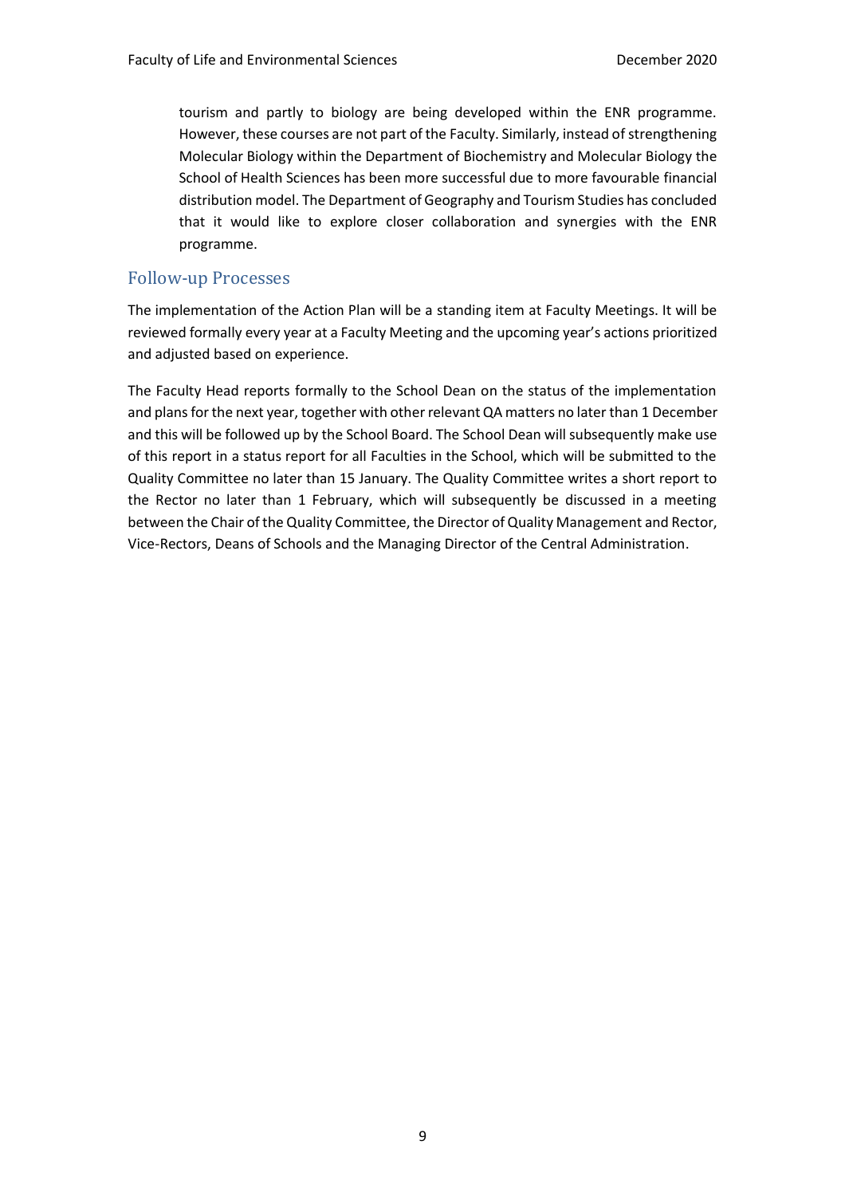tourism and partly to biology are being developed within the ENR programme. However, these courses are not part of the Faculty. Similarly, instead of strengthening Molecular Biology within the Department of Biochemistry and Molecular Biology the School of Health Sciences has been more successful due to more favourable financial distribution model. The Department of Geography and Tourism Studies has concluded that it would like to explore closer collaboration and synergies with the ENR programme.

## Follow-up Processes

The implementation of the Action Plan will be a standing item at Faculty Meetings. It will be reviewed formally every year at a Faculty Meeting and the upcoming year's actions prioritized and adjusted based on experience.

The Faculty Head reports formally to the School Dean on the status of the implementation and plans for the next year, together with other relevant QA matters no later than 1 December and this will be followed up by the School Board. The School Dean will subsequently make use of this report in a status report for all Faculties in the School, which will be submitted to the Quality Committee no later than 15 January. The Quality Committee writes a short report to the Rector no later than 1 February, which will subsequently be discussed in a meeting between the Chair of the Quality Committee, the Director of Quality Management and Rector, Vice-Rectors, Deans of Schools and the Managing Director of the Central Administration.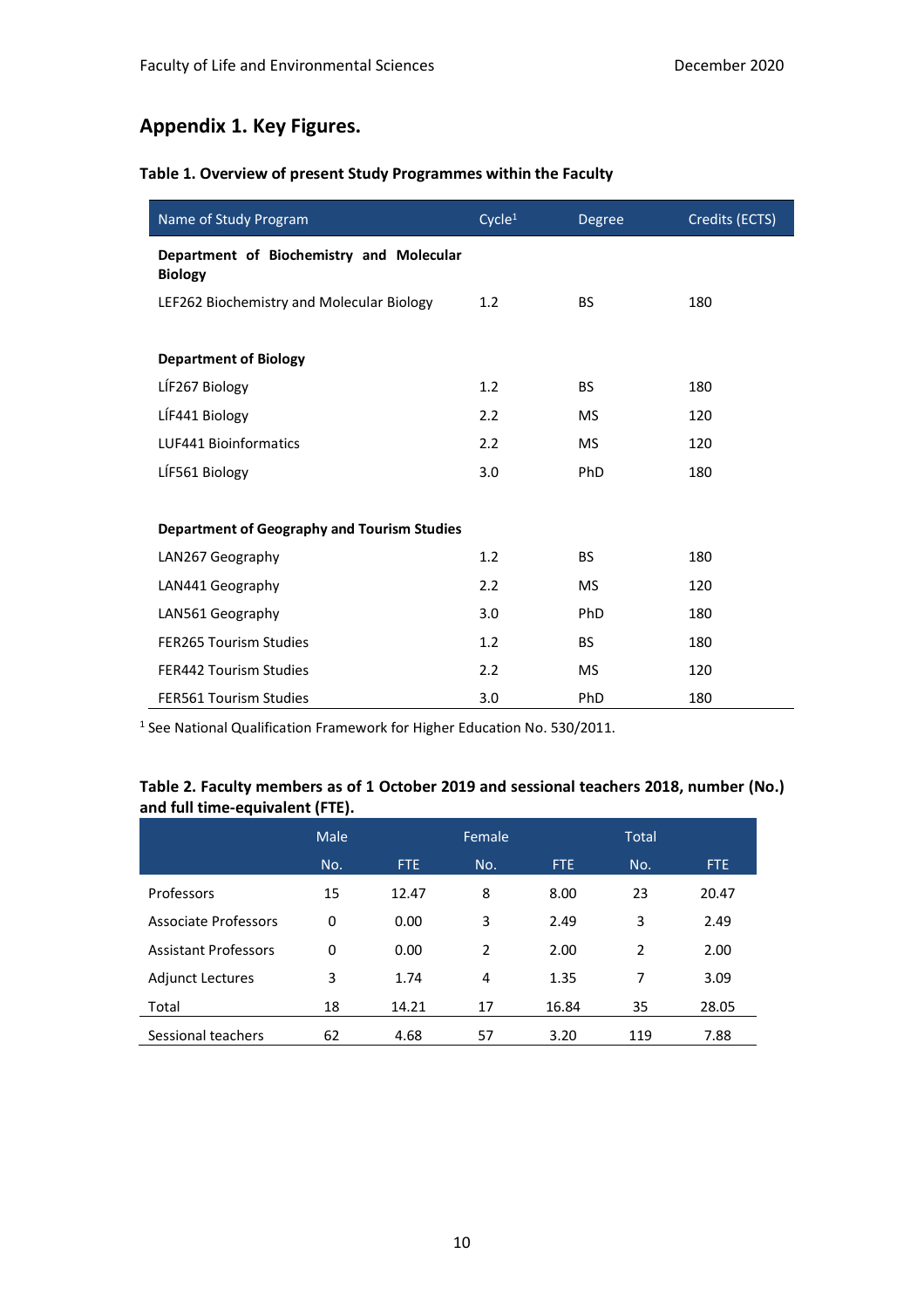## Appendix 1. Key Figures.

**Table 1. Overview of present Study Programmes within the Faculty**

| Name of Study Program | Cycle[1] | Degree | Credits (ECTS) |
|---|---|---|---|
| **Department of Biochemistry and Molecular Biology** | | | |
| LEF262 Biochemistry and Molecular Biology | 1.2 | BS | 180 |
| **Department of Biology** | | | |
| LÍF267 Biology | 1.2 | BS | 180 |
| LÍF441 Biology | 2.2 | MS | 120 |
| LUF441 Bioinformatics | 2.2 | MS | 120 |
| LÍF561 Biology | 3.0 | PhD | 180 |
| **Department of Geography and Tourism Studies** | | | |
| LAN267 Geography | 1.2 | BS | 180 |
| LAN441 Geography | 2.2 | MS | 120 |
| LAN561 Geography | 3.0 | PhD | 180 |
| FER265 Tourism Studies | 1.2 | BS | 180 |
| FER442 Tourism Studies | 2.2 | MS | 120 |
| FER561 Tourism Studies | 3.0 | PhD | 180 |

[1] See National Qualification Framework for Higher Education No. 530/2011.

**Table 2. Faculty members as of 1 October 2019 and sessional teachers 2018, number (No.) and full time-equivalent (FTE).**

| | Male | | Female | | Total | |
|---|---|---|---|---|---|---|
| | No. | FTE | No. | FTE | No. | FTE |
| Professors | 15 | 12.47 | 8 | 8.00 | 23 | 20.47 |
| Associate Professors | 0 | 0.00 | 3 | 2.49 | 3 | 2.49 |
| Assistant Professors | 0 | 0.00 | 2 | 2.00 | 2 | 2.00 |
| Adjunct Lectures | 3 | 1.74 | 4 | 1.35 | 7 | 3.09 |
| Total | 18 | 14.21 | 17 | 16.84 | 35 | 28.05 |
| Sessional teachers | 62 | 4.68 | 57 | 3.20 | 119 | 7.88 |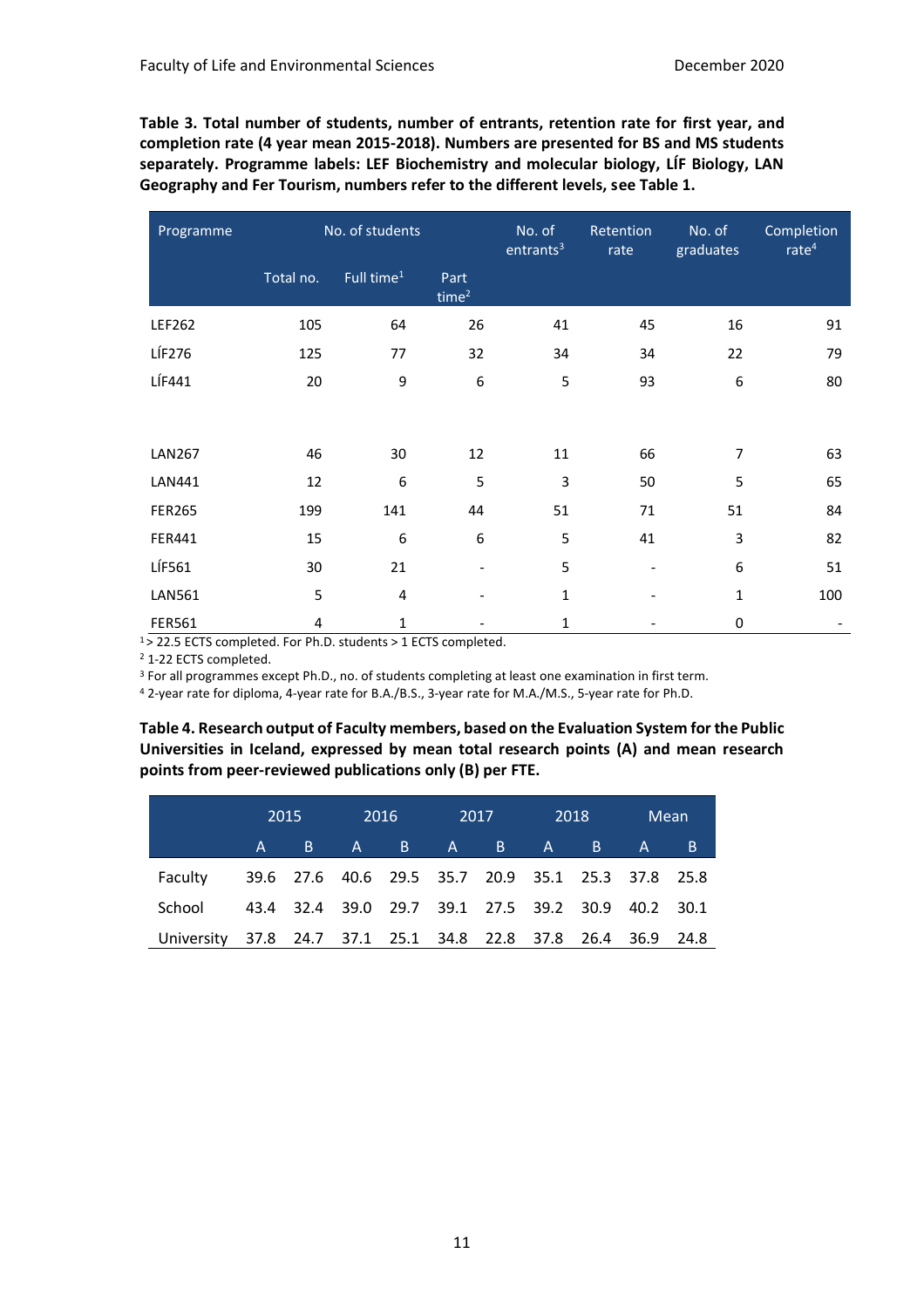**Table 3. Total number of students, number of entrants, retention rate for first year, and completion rate (4 year mean 2015-2018). Numbers are presented for BS and MS students separately. Programme labels: LEF Biochemistry and molecular biology, LÍF Biology, LAN Geography and Fer Tourism, numbers refer to the different levels, see Table 1.**

| Programme | No. of students | | | No. of entrants[3] | Retention rate | No. of graduates | Completion rate[4] |
|---|---|---|---|---|---|---|---|
| | Total no. | Full time[1] | Part time[2] | | | | |
| LEF262 | 105 | 64 | 26 | 41 | 45 | 16 | 91 |
| LÍF276 | 125 | 77 | 32 | 34 | 34 | 22 | 79 |
| LÍF441 | 20 | 9 | 6 | 5 | 93 | 6 | 80 |
| | | | | | | | |
| LAN267 | 46 | 30 | 12 | 11 | 66 | 7 | 63 |
| LAN441 | 12 | 6 | 5 | 3 | 50 | 5 | 65 |
| FER265 | 199 | 141 | 44 | 51 | 71 | 51 | 84 |
| FER441 | 15 | 6 | 6 | 5 | 41 | 3 | 82 |
| LÍF561 | 30 | 21 | - | 5 | - | 6 | 51 |
| LAN561 | 5 | 4 | - | 1 | - | 1 | 100 |
| FER561 | 4 | 1 | - | 1 | - | 0 | - |

[1] > 22.5 ECTS completed. For Ph.D. students > 1 ECTS completed.

[2] 1-22 ECTS completed.

[3] For all programmes except Ph.D., no. of students completing at least one examination in first term.

[4] 2-year rate for diploma, 4-year rate for B.A./B.S., 3-year rate for M.A./M.S., 5-year rate for Ph.D.

**Table 4. Research output of Faculty members, based on the Evaluation System for the Public Universities in Iceland, expressed by mean total research points (A) and mean research points from peer-reviewed publications only (B) per FTE.**

| | 2015 | | 2016 | | 2017 | | 2018 | | Mean | |
|---|---|---|---|---|---|---|---|---|---|---|
| | A | B | A | B | A | B | A | B | A | B |
| Faculty | 39.6 | 27.6 | 40.6 | 29.5 | 35.7 | 20.9 | 35.1 | 25.3 | 37.8 | 25.8 |
| School | 43.4 | 32.4 | 39.0 | 29.7 | 39.1 | 27.5 | 39.2 | 30.9 | 40.2 | 30.1 |
| University | 37.8 | 24.7 | 37.1 | 25.1 | 34.8 | 22.8 | 37.8 | 26.4 | 36.9 | 24.8 |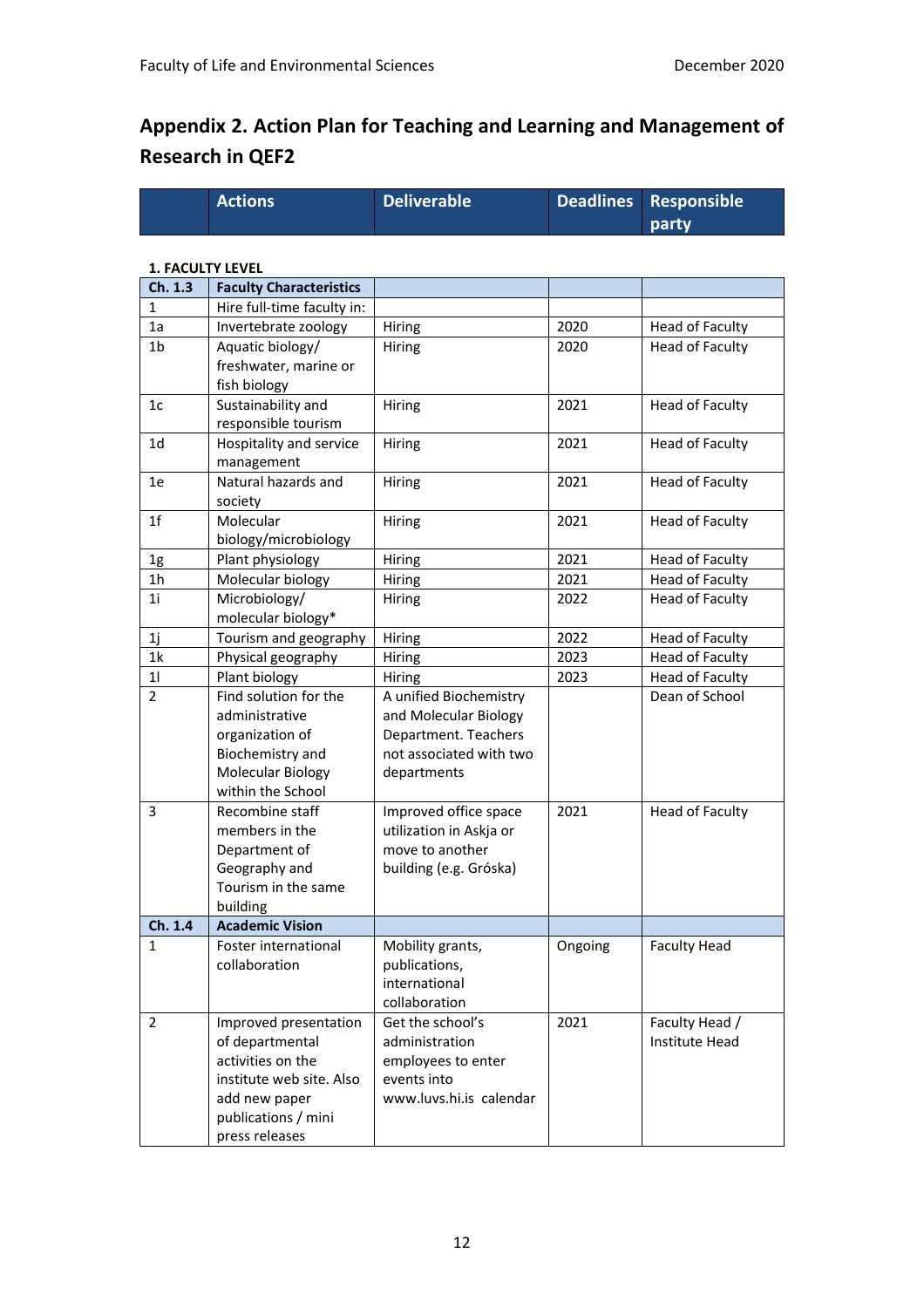## Appendix 2. Action Plan for Teaching and Learning and Management of Research in QEF2

**1. FACULTY LEVEL**

| | Actions | Deliverable | Deadlines | Responsible party |
|---|---|---|---|---|
| **Ch. 1.3** | **Faculty Characteristics** | | | |
| 1 | Hire full-time faculty in: | | | |
| 1a | Invertebrate zoology | Hiring | 2020 | Head of Faculty |
| 1b | Aquatic biology/ freshwater, marine or fish biology | Hiring | 2020 | Head of Faculty |
| 1c | Sustainability and responsible tourism | Hiring | 2021 | Head of Faculty |
| 1d | Hospitality and service management | Hiring | 2021 | Head of Faculty |
| 1e | Natural hazards and society | Hiring | 2021 | Head of Faculty |
| 1f | Molecular biology/microbiology | Hiring | 2021 | Head of Faculty |
| 1g | Plant physiology | Hiring | 2021 | Head of Faculty |
| 1h | Molecular biology | Hiring | 2021 | Head of Faculty |
| 1i | Microbiology/ molecular biology* | Hiring | 2022 | Head of Faculty |
| 1j | Tourism and geography | Hiring | 2022 | Head of Faculty |
| 1k | Physical geography | Hiring | 2023 | Head of Faculty |
| 1l | Plant biology | Hiring | 2023 | Head of Faculty |
| 2 | Find solution for the administrative organization of Biochemistry and Molecular Biology within the School | A unified Biochemistry and Molecular Biology Department. Teachers not associated with two departments | | Dean of School |
| 3 | Recombine staff members in the Department of Geography and Tourism in the same building | Improved office space utilization in Askja or move to another building (e.g. Gróska) | 2021 | Head of Faculty |
| **Ch. 1.4** | **Academic Vision** | | | |
| 1 | Foster international collaboration | Mobility grants, publications, international collaboration | Ongoing | Faculty Head |
| 2 | Improved presentation of departmental activities on the institute web site. Also add new paper publications / mini press releases | Get the school's administration employees to enter events into www.luvs.hi.is calendar | 2021 | Faculty Head / Institute Head |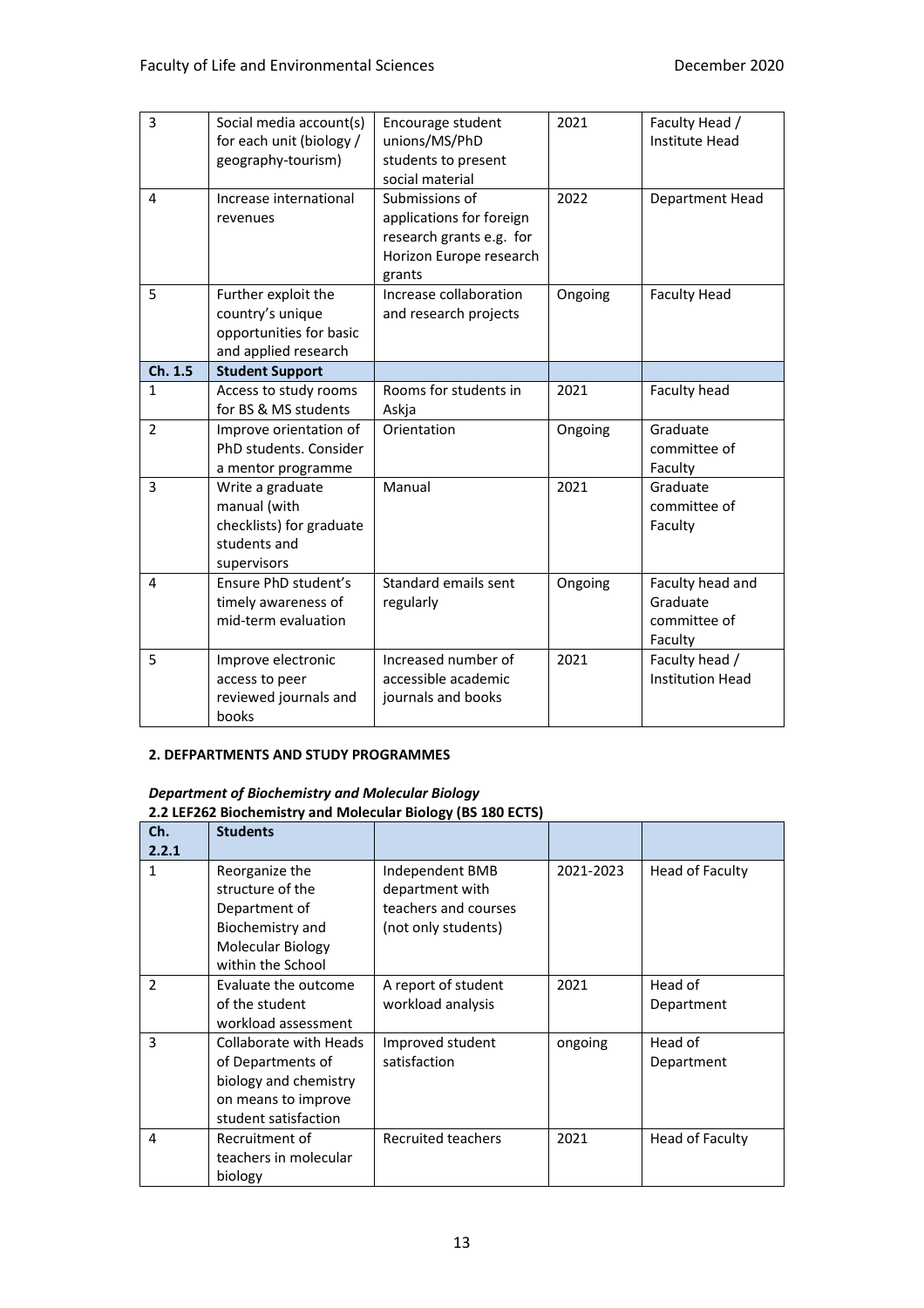| 3 | Social media account(s) for each unit (biology / geography-tourism) | Encourage student unions/MS/PhD students to present social material | 2021 | Faculty Head / Institute Head |
|---|---|---|---|---|
| 4 | Increase international revenues | Submissions of applications for foreign research grants e.g. for Horizon Europe research grants | 2022 | Department Head |
| 5 | Further exploit the country's unique opportunities for basic and applied research | Increase collaboration and research projects | Ongoing | Faculty Head |
| **Ch. 1.5** | **Student Support** | | | |
| 1 | Access to study rooms for BS & MS students | Rooms for students in Askja | 2021 | Faculty head |
| 2 | Improve orientation of PhD students. Consider a mentor programme | Orientation | Ongoing | Graduate committee of Faculty |
| 3 | Write a graduate manual (with checklists) for graduate students and supervisors | Manual | 2021 | Graduate committee of Faculty |
| 4 | Ensure PhD student's timely awareness of mid-term evaluation | Standard emails sent regularly | Ongoing | Faculty head and Graduate committee of Faculty |
| 5 | Improve electronic access to peer reviewed journals and books | Increased number of accessible academic journals and books | 2021 | Faculty head / Institution Head |

**2. DEFPARTMENTS AND STUDY PROGRAMMES**

***Department of Biochemistry and Molecular Biology***

**2.2 LEF262 Biochemistry and Molecular Biology (BS 180 ECTS)**

| **Ch. 2.2.1** | **Students** | | | |
|---|---|---|---|---|
| 1 | Reorganize the structure of the Department of Biochemistry and Molecular Biology within the School | Independent BMB department with teachers and courses (not only students) | 2021-2023 | Head of Faculty |
| 2 | Evaluate the outcome of the student workload assessment | A report of student workload analysis | 2021 | Head of Department |
| 3 | Collaborate with Heads of Departments of biology and chemistry on means to improve student satisfaction | Improved student satisfaction | ongoing | Head of Department |
| 4 | Recruitment of teachers in molecular biology | Recruited teachers | 2021 | Head of Faculty |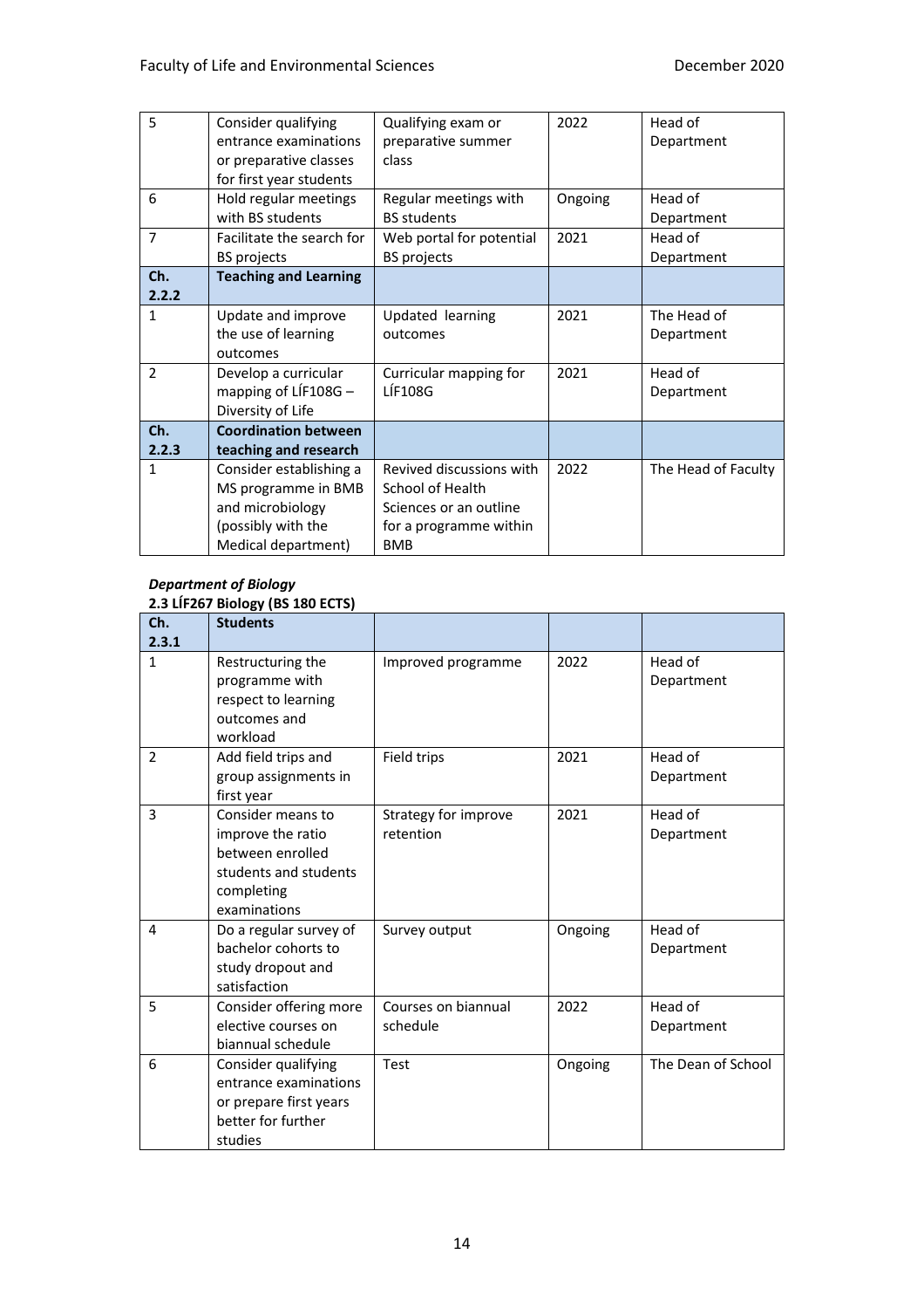| 5 | Consider qualifying entrance examinations or preparative classes for first year students | Qualifying exam or preparative summer class | 2022 | Head of Department |
|---|---|---|---|---|
| 6 | Hold regular meetings with BS students | Regular meetings with BS students | Ongoing | Head of Department |
| 7 | Facilitate the search for BS projects | Web portal for potential BS projects | 2021 | Head of Department |
| **Ch. 2.2.2** | **Teaching and Learning** | | | |
| 1 | Update and improve the use of learning outcomes | Updated learning outcomes | 2021 | The Head of Department |
| 2 | Develop a curricular mapping of LÍF108G – Diversity of Life | Curricular mapping for LÍF108G | 2021 | Head of Department |
| **Ch. 2.2.3** | **Coordination between teaching and research** | | | |
| 1 | Consider establishing a MS programme in BMB and microbiology (possibly with the Medical department) | Revived discussions with School of Health Sciences or an outline for a programme within BMB | 2022 | The Head of Faculty |

***Department of Biology***

**2.3 LÍF267 Biology (BS 180 ECTS)**

| **Ch. 2.3.1** | **Students** | | | |
|---|---|---|---|---|
| 1 | Restructuring the programme with respect to learning outcomes and workload | Improved programme | 2022 | Head of Department |
| 2 | Add field trips and group assignments in first year | Field trips | 2021 | Head of Department |
| 3 | Consider means to improve the ratio between enrolled students and students completing examinations | Strategy for improve retention | 2021 | Head of Department |
| 4 | Do a regular survey of bachelor cohorts to study dropout and satisfaction | Survey output | Ongoing | Head of Department |
| 5 | Consider offering more elective courses on biannual schedule | Courses on biannual schedule | 2022 | Head of Department |
| 6 | Consider qualifying entrance examinations or prepare first years better for further studies | Test | Ongoing | The Dean of School |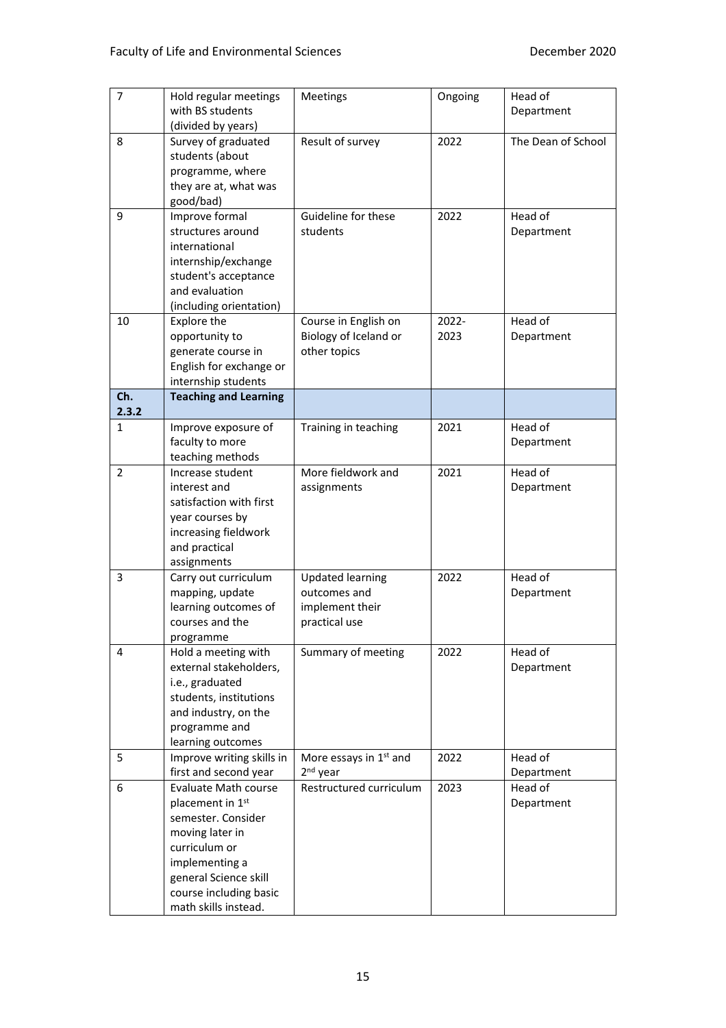| 7 | Hold regular meetings with BS students (divided by years) | Meetings | Ongoing | Head of Department |
|---|---|---|---|---|
| 8 | Survey of graduated students (about programme, where they are at, what was good/bad) | Result of survey | 2022 | The Dean of School |
| 9 | Improve formal structures around international internship/exchange student's acceptance and evaluation (including orientation) | Guideline for these students | 2022 | Head of Department |
| 10 | Explore the opportunity to generate course in English for exchange or internship students | Course in English on Biology of Iceland or other topics | 2022-2023 | Head of Department |
| **Ch. 2.3.2** | **Teaching and Learning** | | | |
| 1 | Improve exposure of faculty to more teaching methods | Training in teaching | 2021 | Head of Department |
| 2 | Increase student interest and satisfaction with first year courses by increasing fieldwork and practical assignments | More fieldwork and assignments | 2021 | Head of Department |
| 3 | Carry out curriculum mapping, update learning outcomes of courses and the programme | Updated learning outcomes and implement their practical use | 2022 | Head of Department |
| 4 | Hold a meeting with external stakeholders, i.e., graduated students, institutions and industry, on the programme and learning outcomes | Summary of meeting | 2022 | Head of Department |
| 5 | Improve writing skills in first and second year | More essays in 1st and 2nd year | 2022 | Head of Department |
| 6 | Evaluate Math course placement in 1st semester. Consider moving later in curriculum or implementing a general Science skill course including basic math skills instead. | Restructured curriculum | 2023 | Head of Department |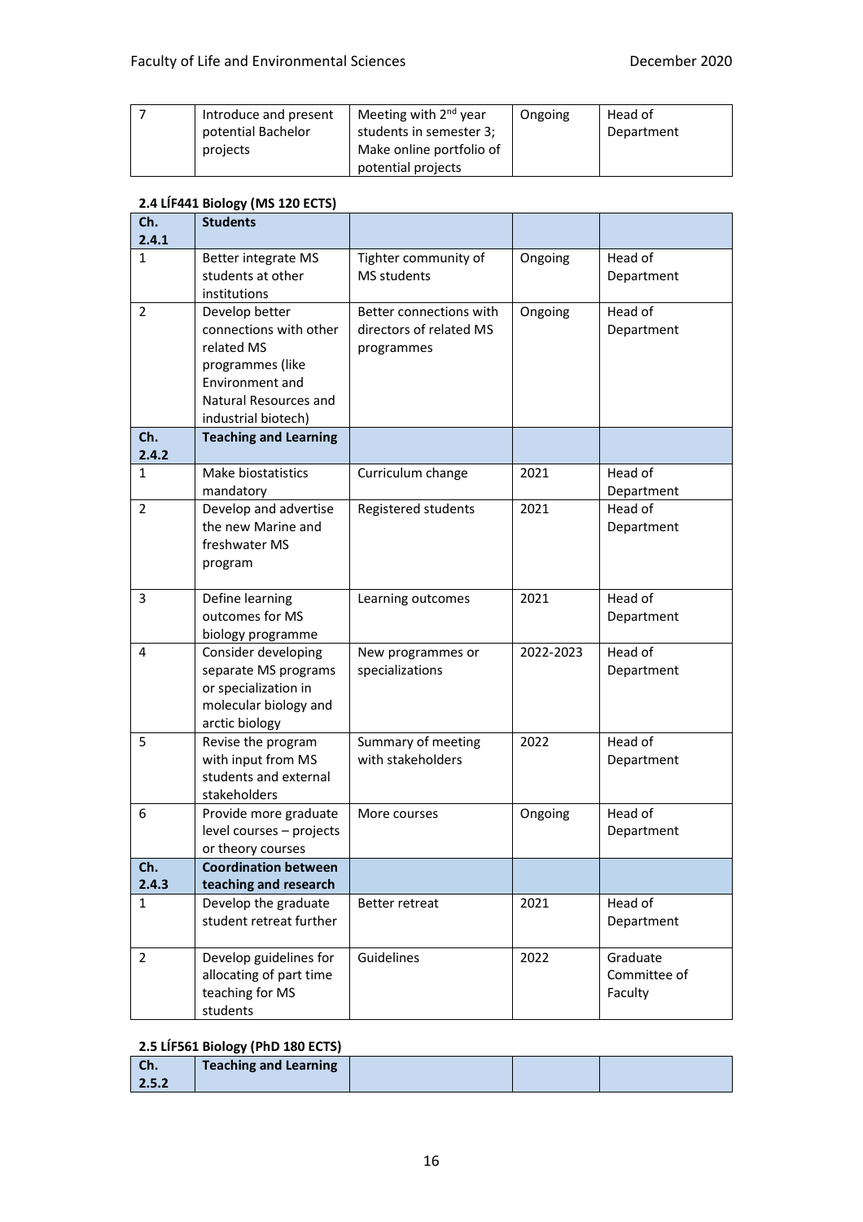| 7 | Introduce and present potential Bachelor projects | Meeting with 2nd year students in semester 3; Make online portfolio of potential projects | Ongoing | Head of Department |
|---|---|---|---|---|

**2.4 LÍF441 Biology (MS 120 ECTS)**

| Ch. 2.4.1 | Students | | | |
|---|---|---|---|---|
| 1 | Better integrate MS students at other institutions | Tighter community of MS students | Ongoing | Head of Department |
| 2 | Develop better connections with other related MS programmes (like Environment and Natural Resources and industrial biotech) | Better connections with directors of related MS programmes | Ongoing | Head of Department |
| **Ch. 2.4.2** | **Teaching and Learning** | | | |
| 1 | Make biostatistics mandatory | Curriculum change | 2021 | Head of Department |
| 2 | Develop and advertise the new Marine and freshwater MS program | Registered students | 2021 | Head of Department |
| 3 | Define learning outcomes for MS biology programme | Learning outcomes | 2021 | Head of Department |
| 4 | Consider developing separate MS programs or specialization in molecular biology and arctic biology | New programmes or specializations | 2022-2023 | Head of Department |
| 5 | Revise the program with input from MS students and external stakeholders | Summary of meeting with stakeholders | 2022 | Head of Department |
| 6 | Provide more graduate level courses – projects or theory courses | More courses | Ongoing | Head of Department |
| **Ch. 2.4.3** | **Coordination between teaching and research** | | | |
| 1 | Develop the graduate student retreat further | Better retreat | 2021 | Head of Department |
| 2 | Develop guidelines for allocating of part time teaching for MS students | Guidelines | 2022 | Graduate Committee of Faculty |

**2.5 LÍF561 Biology (PhD 180 ECTS)**

| Ch. 2.5.2 | Teaching and Learning | | | |
|---|---|---|---|---|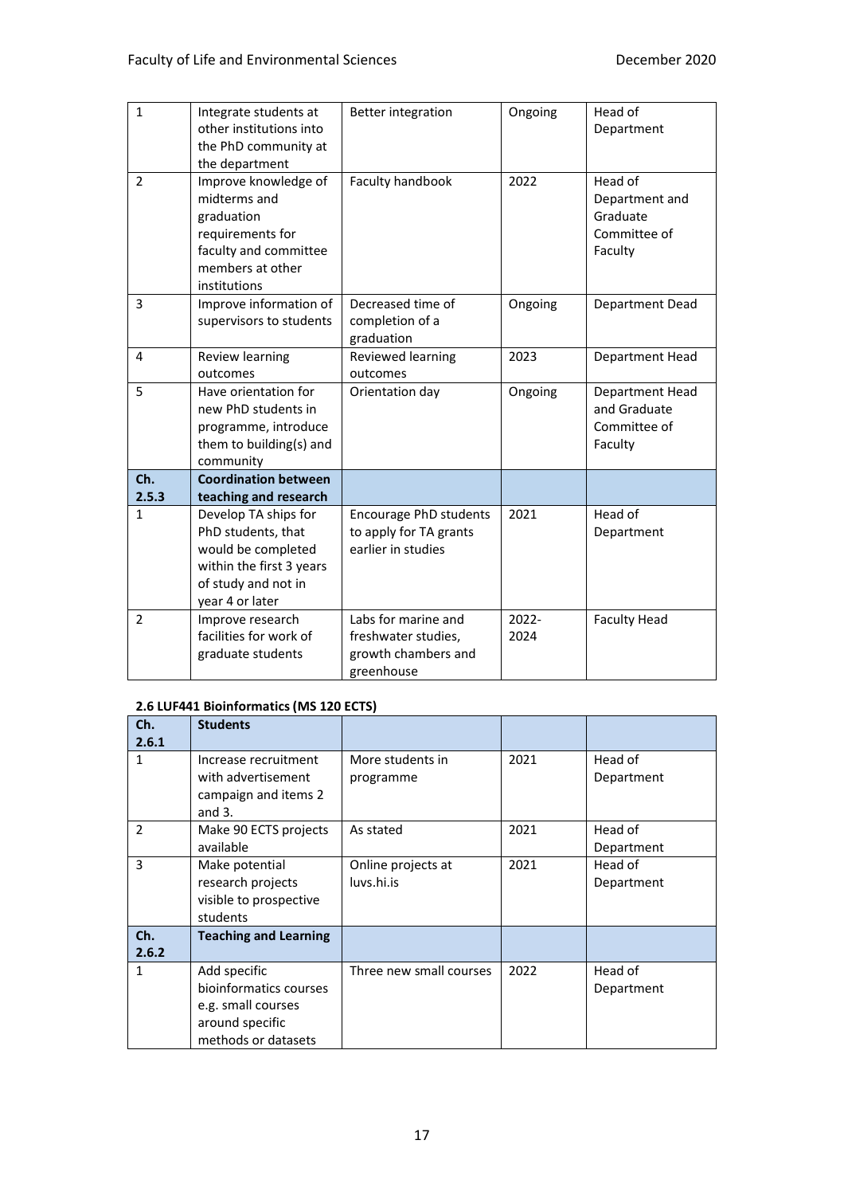| | | | | |
|---|---|---|---|---|
| 1 | Integrate students at other institutions into the PhD community at the department | Better integration | Ongoing | Head of Department |
| 2 | Improve knowledge of midterms and graduation requirements for faculty and committee members at other institutions | Faculty handbook | 2022 | Head of Department and Graduate Committee of Faculty |
| 3 | Improve information of supervisors to students | Decreased time of completion of a graduation | Ongoing | Department Dead |
| 4 | Review learning outcomes | Reviewed learning outcomes | 2023 | Department Head |
| 5 | Have orientation for new PhD students in programme, introduce them to building(s) and community | Orientation day | Ongoing | Department Head and Graduate Committee of Faculty |
| **Ch. 2.5.3** | **Coordination between teaching and research** | | | |
| 1 | Develop TA ships for PhD students, that would be completed within the first 3 years of study and not in year 4 or later | Encourage PhD students to apply for TA grants earlier in studies | 2021 | Head of Department |
| 2 | Improve research facilities for work of graduate students | Labs for marine and freshwater studies, growth chambers and greenhouse | 2022-2024 | Faculty Head |

**2.6 LUF441 Bioinformatics (MS 120 ECTS)**

| Ch. 2.6.1 | Students | | | |
|---|---|---|---|---|
| 1 | Increase recruitment with advertisement campaign and items 2 and 3. | More students in programme | 2021 | Head of Department |
| 2 | Make 90 ECTS projects available | As stated | 2021 | Head of Department |
| 3 | Make potential research projects visible to prospective students | Online projects at luvs.hi.is | 2021 | Head of Department |
| **Ch. 2.6.2** | **Teaching and Learning** | | | |
| 1 | Add specific bioinformatics courses e.g. small courses around specific methods or datasets | Three new small courses | 2022 | Head of Department |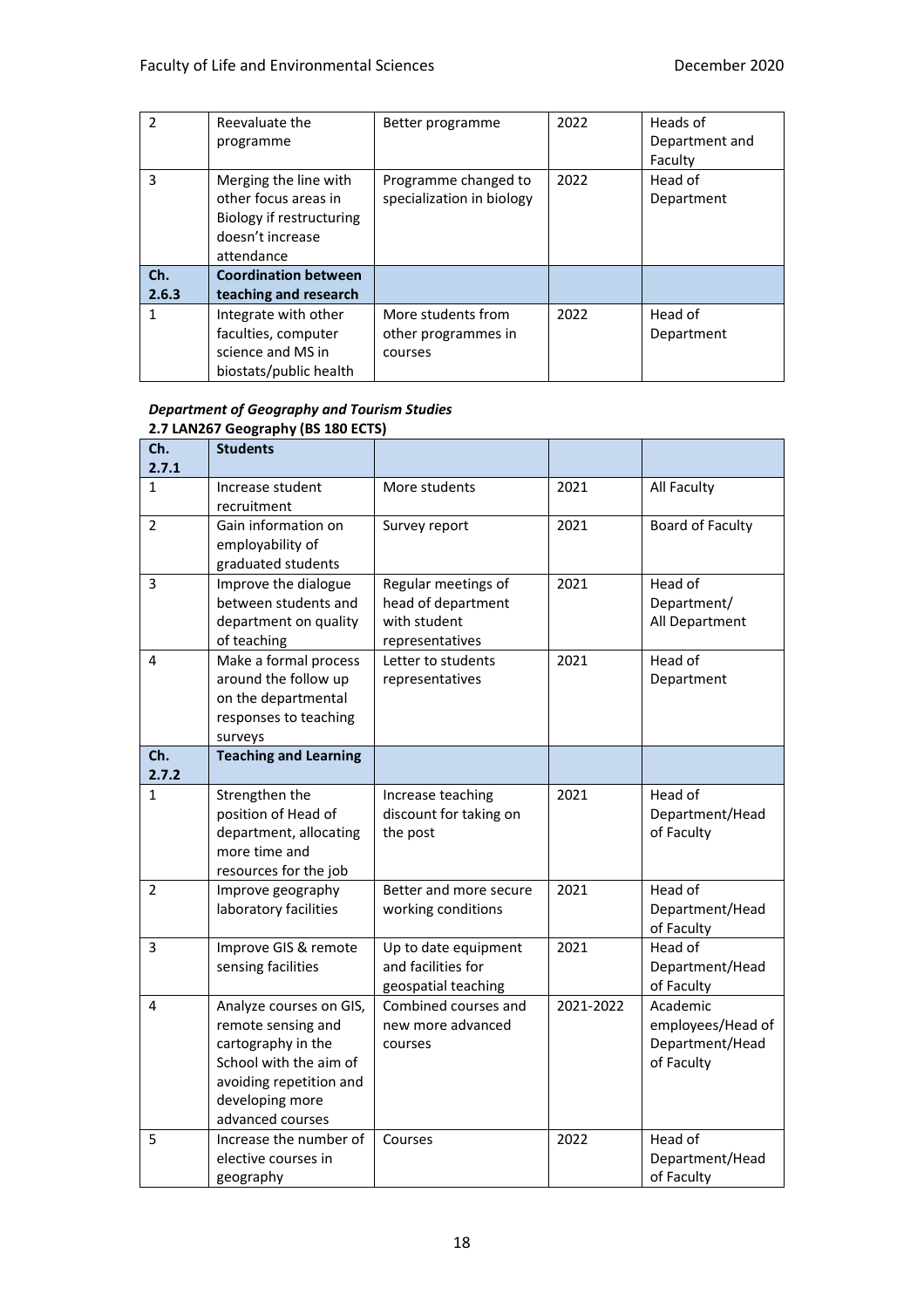| | | | | |
|---|---|---|---|---|
| 2 | Reevaluate the programme | Better programme | 2022 | Heads of Department and Faculty |
| 3 | Merging the line with other focus areas in Biology if restructuring doesn't increase attendance | Programme changed to specialization in biology | 2022 | Head of Department |
| **Ch. 2.6.3** | **Coordination between teaching and research** | | | |
| 1 | Integrate with other faculties, computer science and MS in biostats/public health | More students from other programmes in courses | 2022 | Head of Department |

***Department of Geography and Tourism Studies***

**2.7 LAN267 Geography (BS 180 ECTS)**

| **Ch. 2.7.1** | **Students** | | | |
|---|---|---|---|---|
| 1 | Increase student recruitment | More students | 2021 | All Faculty |
| 2 | Gain information on employability of graduated students | Survey report | 2021 | Board of Faculty |
| 3 | Improve the dialogue between students and department on quality of teaching | Regular meetings of head of department with student representatives | 2021 | Head of Department/ All Department |
| 4 | Make a formal process around the follow up on the departmental responses to teaching surveys | Letter to students representatives | 2021 | Head of Department |
| **Ch. 2.7.2** | **Teaching and Learning** | | | |
| 1 | Strengthen the position of Head of department, allocating more time and resources for the job | Increase teaching discount for taking on the post | 2021 | Head of Department/Head of Faculty |
| 2 | Improve geography laboratory facilities | Better and more secure working conditions | 2021 | Head of Department/Head of Faculty |
| 3 | Improve GIS & remote sensing facilities | Up to date equipment and facilities for geospatial teaching | 2021 | Head of Department/Head of Faculty |
| 4 | Analyze courses on GIS, remote sensing and cartography in the School with the aim of avoiding repetition and developing more advanced courses | Combined courses and new more advanced courses | 2021-2022 | Academic employees/Head of Department/Head of Faculty |
| 5 | Increase the number of elective courses in geography | Courses | 2022 | Head of Department/Head of Faculty |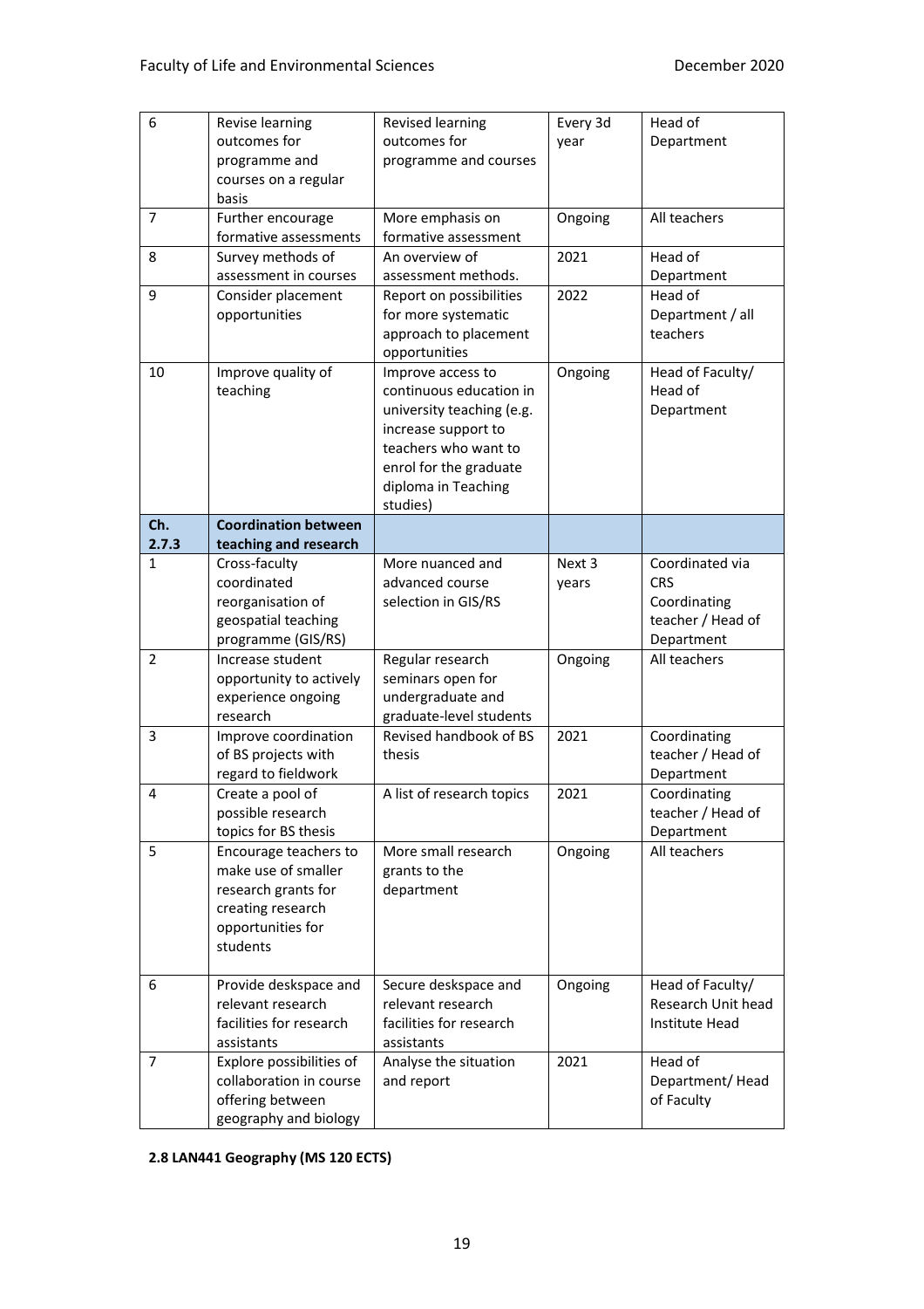| 6 | Revise learning outcomes for programme and courses on a regular basis | Revised learning outcomes for programme and courses | Every 3d year | Head of Department |
|---|---|---|---|---|
| 7 | Further encourage formative assessments | More emphasis on formative assessment | Ongoing | All teachers |
| 8 | Survey methods of assessment in courses | An overview of assessment methods. | 2021 | Head of Department |
| 9 | Consider placement opportunities | Report on possibilities for more systematic approach to placement opportunities | 2022 | Head of Department / all teachers |
| 10 | Improve quality of teaching | Improve access to continuous education in university teaching (e.g. increase support to teachers who want to enrol for the graduate diploma in Teaching studies) | Ongoing | Head of Faculty/ Head of Department |
| **Ch. 2.7.3** | **Coordination between teaching and research** | | | |
| 1 | Cross-faculty coordinated reorganisation of geospatial teaching programme (GIS/RS) | More nuanced and advanced course selection in GIS/RS | Next 3 years | Coordinated via CRS Coordinating teacher / Head of Department |
| 2 | Increase student opportunity to actively experience ongoing research | Regular research seminars open for undergraduate and graduate-level students | Ongoing | All teachers |
| 3 | Improve coordination of BS projects with regard to fieldwork | Revised handbook of BS thesis | 2021 | Coordinating teacher / Head of Department |
| 4 | Create a pool of possible research topics for BS thesis | A list of research topics | 2021 | Coordinating teacher / Head of Department |
| 5 | Encourage teachers to make use of smaller research grants for creating research opportunities for students | More small research grants to the department | Ongoing | All teachers |
| 6 | Provide deskspace and relevant research facilities for research assistants | Secure deskspace and relevant research facilities for research assistants | Ongoing | Head of Faculty/ Research Unit head Institute Head |
| 7 | Explore possibilities of collaboration in course offering between geography and biology | Analyse the situation and report | 2021 | Head of Department/ Head of Faculty |

**2.8 LAN441 Geography (MS 120 ECTS)**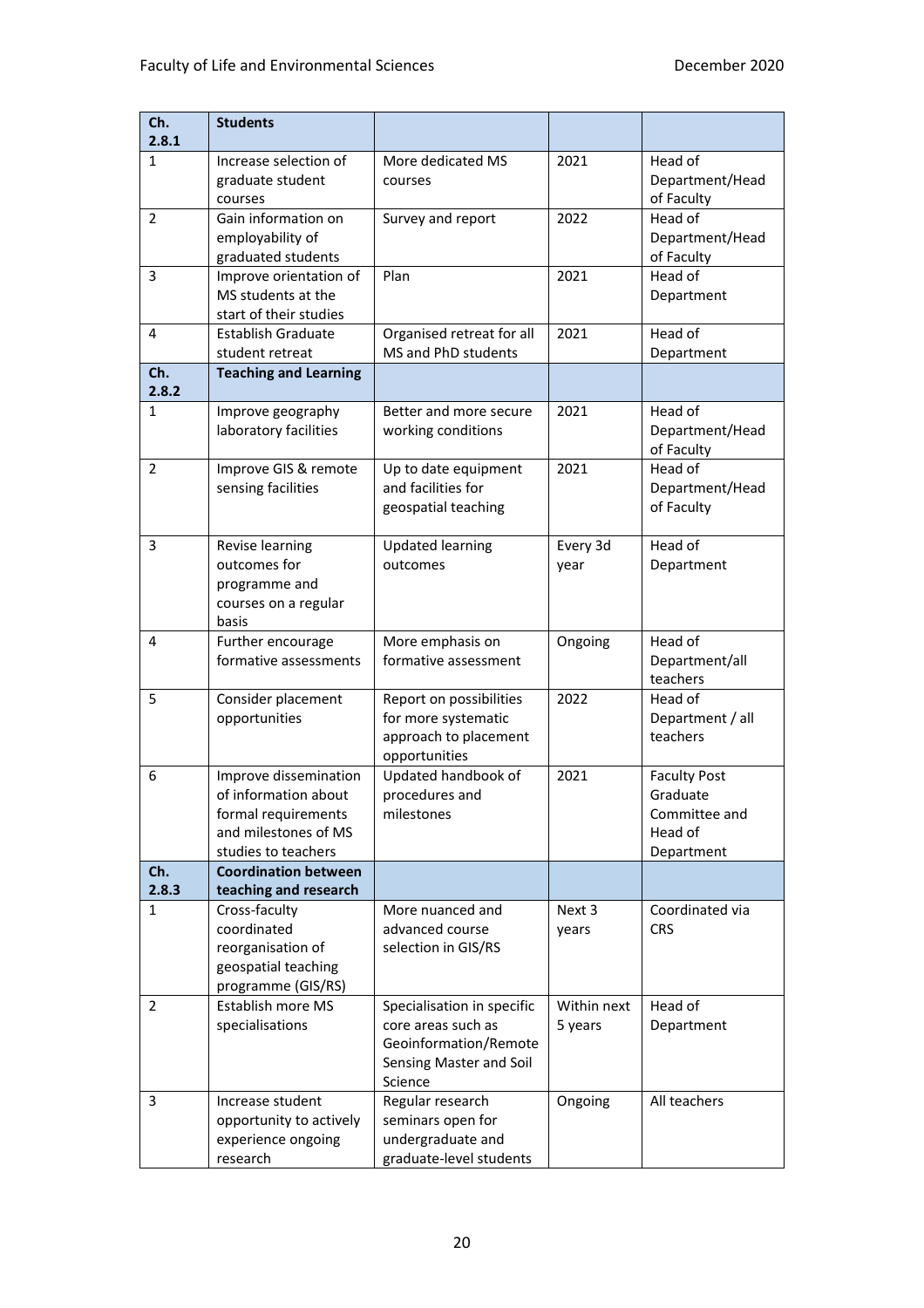| Ch. 2.8.1 | Students | | | |
|---|---|---|---|---|
| 1 | Increase selection of graduate student courses | More dedicated MS courses | 2021 | Head of Department/Head of Faculty |
| 2 | Gain information on employability of graduated students | Survey and report | 2022 | Head of Department/Head of Faculty |
| 3 | Improve orientation of MS students at the start of their studies | Plan | 2021 | Head of Department |
| 4 | Establish Graduate student retreat | Organised retreat for all MS and PhD students | 2021 | Head of Department |
| **Ch. 2.8.2** | **Teaching and Learning** | | | |
| 1 | Improve geography laboratory facilities | Better and more secure working conditions | 2021 | Head of Department/Head of Faculty |
| 2 | Improve GIS & remote sensing facilities | Up to date equipment and facilities for geospatial teaching | 2021 | Head of Department/Head of Faculty |
| 3 | Revise learning outcomes for programme and courses on a regular basis | Updated learning outcomes | Every 3d year | Head of Department |
| 4 | Further encourage formative assessments | More emphasis on formative assessment | Ongoing | Head of Department/all teachers |
| 5 | Consider placement opportunities | Report on possibilities for more systematic approach to placement opportunities | 2022 | Head of Department / all teachers |
| 6 | Improve dissemination of information about formal requirements and milestones of MS studies to teachers | Updated handbook of procedures and milestones | 2021 | Faculty Post Graduate Committee and Head of Department |
| **Ch. 2.8.3** | **Coordination between teaching and research** | | | |
| 1 | Cross-faculty coordinated reorganisation of geospatial teaching programme (GIS/RS) | More nuanced and advanced course selection in GIS/RS | Next 3 years | Coordinated via CRS |
| 2 | Establish more MS specialisations | Specialisation in specific core areas such as Geoinformation/Remote Sensing Master and Soil Science | Within next 5 years | Head of Department |
| 3 | Increase student opportunity to actively experience ongoing research | Regular research seminars open for undergraduate and graduate-level students | Ongoing | All teachers |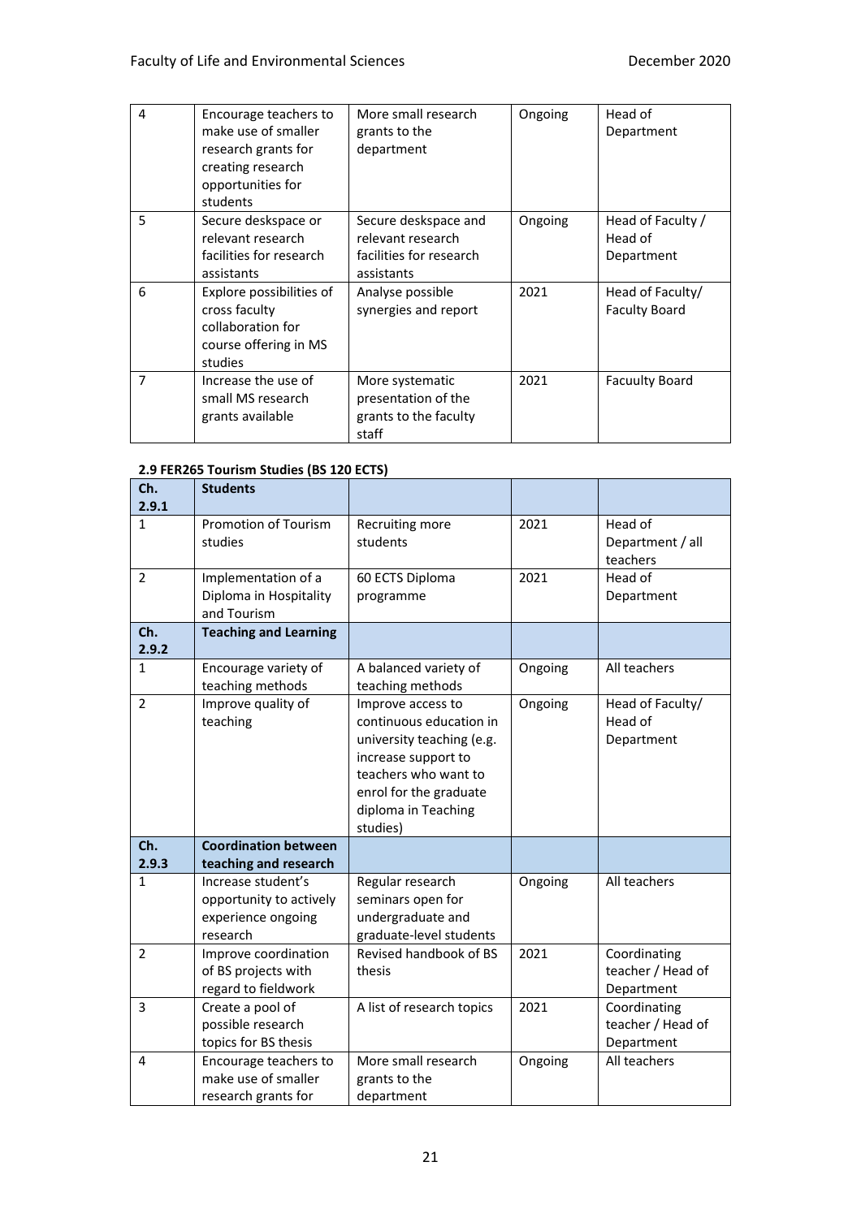| | | | | |
|---|---|---|---|---|
| 4 | Encourage teachers to make use of smaller research grants for creating research opportunities for students | More small research grants to the department | Ongoing | Head of Department |
| 5 | Secure deskspace or relevant research facilities for research assistants | Secure deskspace and relevant research facilities for research assistants | Ongoing | Head of Faculty / Head of Department |
| 6 | Explore possibilities of cross faculty collaboration for course offering in MS studies | Analyse possible synergies and report | 2021 | Head of Faculty/ Faculty Board |
| 7 | Increase the use of small MS research grants available | More systematic presentation of the grants to the faculty staff | 2021 | Facuulty Board |

**2.9 FER265 Tourism Studies (BS 120 ECTS)**

| Ch. 2.9.1 | Students | | | |
|---|---|---|---|---|
| 1 | Promotion of Tourism studies | Recruiting more students | 2021 | Head of Department / all teachers |
| 2 | Implementation of a Diploma in Hospitality and Tourism | 60 ECTS Diploma programme | 2021 | Head of Department |
| **Ch. 2.9.2** | **Teaching and Learning** | | | |
| 1 | Encourage variety of teaching methods | A balanced variety of teaching methods | Ongoing | All teachers |
| 2 | Improve quality of teaching | Improve access to continuous education in university teaching (e.g. increase support to teachers who want to enrol for the graduate diploma in Teaching studies) | Ongoing | Head of Faculty/ Head of Department |
| **Ch. 2.9.3** | **Coordination between teaching and research** | | | |
| 1 | Increase student's opportunity to actively experience ongoing research | Regular research seminars open for undergraduate and graduate-level students | Ongoing | All teachers |
| 2 | Improve coordination of BS projects with regard to fieldwork | Revised handbook of BS thesis | 2021 | Coordinating teacher / Head of Department |
| 3 | Create a pool of possible research topics for BS thesis | A list of research topics | 2021 | Coordinating teacher / Head of Department |
| 4 | Encourage teachers to make use of smaller research grants for | More small research grants to the department | Ongoing | All teachers |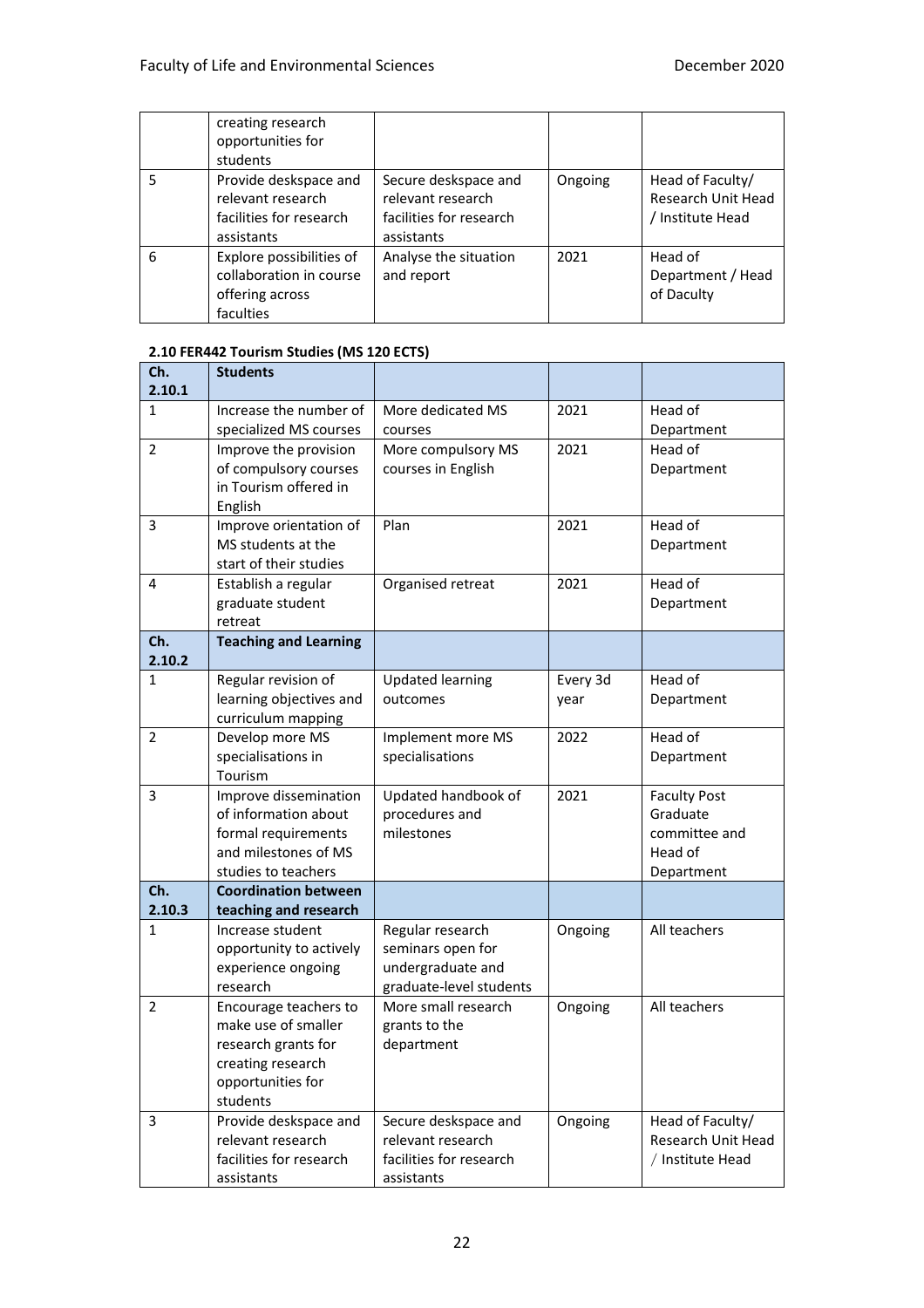|  | creating research opportunities for students |  |  |  |
|---|---|---|---|---|
| 5 | Provide deskspace and relevant research facilities for research assistants | Secure deskspace and relevant research facilities for research assistants | Ongoing | Head of Faculty/ Research Unit Head / Institute Head |
| 6 | Explore possibilities of collaboration in course offering across faculties | Analyse the situation and report | 2021 | Head of Department / Head of Daculty |

**2.10 FER442 Tourism Studies (MS 120 ECTS)**

| Ch. 2.10.1 | **Students** |  |  |  |
|---|---|---|---|---|
| 1 | Increase the number of specialized MS courses | More dedicated MS courses | 2021 | Head of Department |
| 2 | Improve the provision of compulsory courses in Tourism offered in English | More compulsory MS courses in English | 2021 | Head of Department |
| 3 | Improve orientation of MS students at the start of their studies | Plan | 2021 | Head of Department |
| 4 | Establish a regular graduate student retreat | Organised retreat | 2021 | Head of Department |
| **Ch. 2.10.2** | **Teaching and Learning** |  |  |  |
| 1 | Regular revision of learning objectives and curriculum mapping | Updated learning outcomes | Every 3d year | Head of Department |
| 2 | Develop more MS specialisations in Tourism | Implement more MS specialisations | 2022 | Head of Department |
| 3 | Improve dissemination of information about formal requirements and milestones of MS studies to teachers | Updated handbook of procedures and milestones | 2021 | Faculty Post Graduate committee and Head of Department |
| **Ch. 2.10.3** | **Coordination between teaching and research** |  |  |  |
| 1 | Increase student opportunity to actively experience ongoing research | Regular research seminars open for undergraduate and graduate-level students | Ongoing | All teachers |
| 2 | Encourage teachers to make use of smaller research grants for creating research opportunities for students | More small research grants to the department | Ongoing | All teachers |
| 3 | Provide deskspace and relevant research facilities for research assistants | Secure deskspace and relevant research facilities for research assistants | Ongoing | Head of Faculty/ Research Unit Head / Institute Head |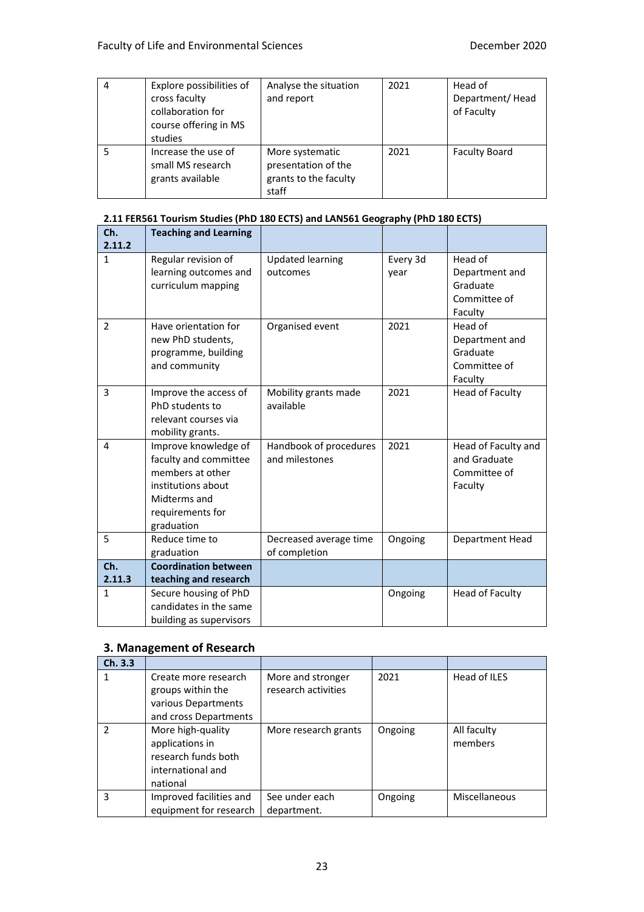| | | | | |
|---|---|---|---|---|
| 4 | Explore possibilities of cross faculty collaboration for course offering in MS studies | Analyse the situation and report | 2021 | Head of Department/ Head of Faculty |
| 5 | Increase the use of small MS research grants available | More systematic presentation of the grants to the faculty staff | 2021 | Faculty Board |

**2.11 FER561 Tourism Studies (PhD 180 ECTS) and LAN561 Geography (PhD 180 ECTS)**

| Ch. 2.11.2 | Teaching and Learning | | | |
|---|---|---|---|---|
| 1 | Regular revision of learning outcomes and curriculum mapping | Updated learning outcomes | Every 3d year | Head of Department and Graduate Committee of Faculty |
| 2 | Have orientation for new PhD students, programme, building and community | Organised event | 2021 | Head of Department and Graduate Committee of Faculty |
| 3 | Improve the access of PhD students to relevant courses via mobility grants. | Mobility grants made available | 2021 | Head of Faculty |
| 4 | Improve knowledge of faculty and committee members at other institutions about Midterms and requirements for graduation | Handbook of procedures and milestones | 2021 | Head of Faculty and and Graduate Committee of Faculty |
| 5 | Reduce time to graduation | Decreased average time of completion | Ongoing | Department Head |
| **Ch. 2.11.3** | **Coordination between teaching and research** | | | |
| 1 | Secure housing of PhD candidates in the same building as supervisors | | Ongoing | Head of Faculty |

## 3. Management of Research

| Ch. 3.3 | | | | |
|---|---|---|---|---|
| 1 | Create more research groups within the various Departments and cross Departments | More and stronger research activities | 2021 | Head of ILES |
| 2 | More high-quality applications in research funds both international and national | More research grants | Ongoing | All faculty members |
| 3 | Improved facilities and equipment for research | See under each department. | Ongoing | Miscellaneous |